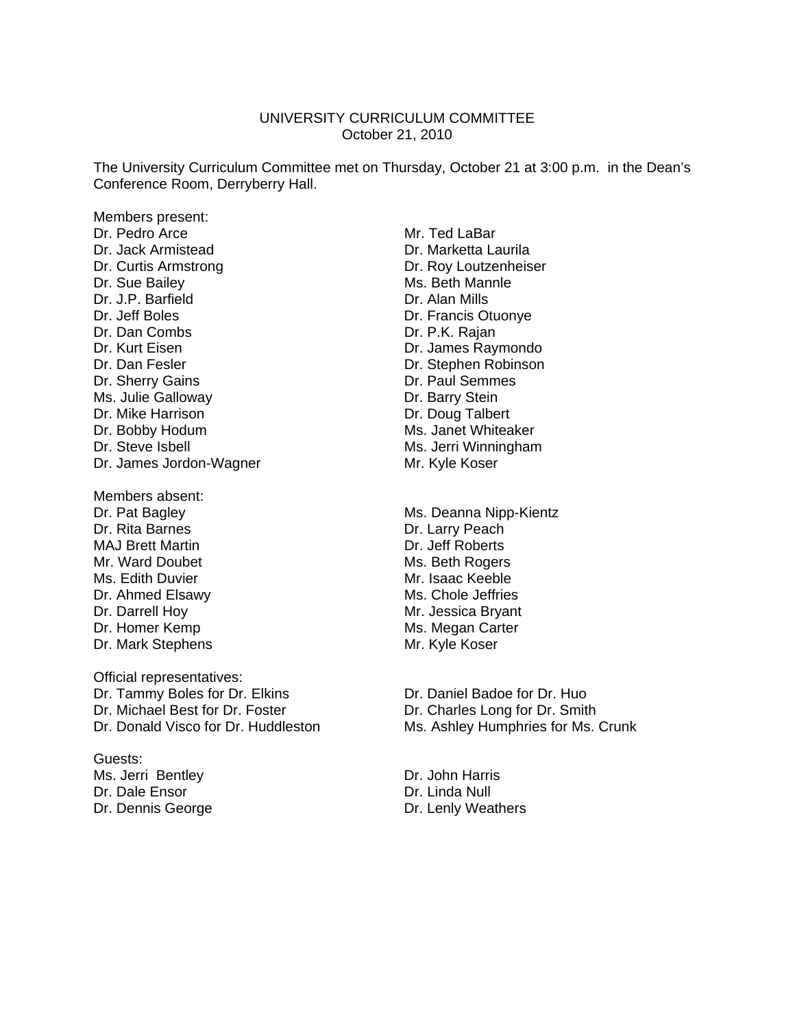# UNIVERSITY CURRICULUM COMMITTEE
October 21, 2010

The University Curriculum Committee met on Thursday, October 21 at 3:00 p.m. in the Dean's Conference Room, Derryberry Hall.

Members present:

Dr. Pedro Arce
Dr. Jack Armistead
Dr. Curtis Armstrong
Dr. Sue Bailey
Dr. J.P. Barfield
Dr. Jeff Boles
Dr. Dan Combs
Dr. Kurt Eisen
Dr. Dan Fesler
Dr. Sherry Gains
Ms. Julie Galloway
Dr. Mike Harrison
Dr. Bobby Hodum
Dr. Steve Isbell
Dr. James Jordon-Wagner
Mr. Ted LaBar
Dr. Marketta Laurila
Dr. Roy Loutzenheiser
Ms. Beth Mannle
Dr. Alan Mills
Dr. Francis Otuonye
Dr. P.K. Rajan
Dr. James Raymondo
Dr. Stephen Robinson
Dr. Paul Semmes
Dr. Barry Stein
Dr. Doug Talbert
Ms. Janet Whiteaker
Ms. Jerri Winningham
Mr. Kyle Koser

Members absent:

Dr. Pat Bagley
Dr. Rita Barnes
MAJ Brett Martin
Mr. Ward Doubet
Ms. Edith Duvier
Dr. Ahmed Elsawy
Dr. Darrell Hoy
Dr. Homer Kemp
Dr. Mark Stephens
Ms. Deanna Nipp-Kientz
Dr. Larry Peach
Dr. Jeff Roberts
Ms. Beth Rogers
Mr. Isaac Keeble
Ms. Chole Jeffries
Mr. Jessica Bryant
Ms. Megan Carter
Mr. Kyle Koser

Official representatives:

Dr. Tammy Boles for Dr. Elkins
Dr. Michael Best for Dr. Foster
Dr. Donald Visco for Dr. Huddleston
Dr. Daniel Badoe for Dr. Huo
Dr. Charles Long for Dr. Smith
Ms. Ashley Humphries for Ms. Crunk

Guests:

Ms. Jerri Bentley
Dr. Dale Ensor
Dr. Dennis George
Dr. John Harris
Dr. Linda Null
Dr. Lenly Weathers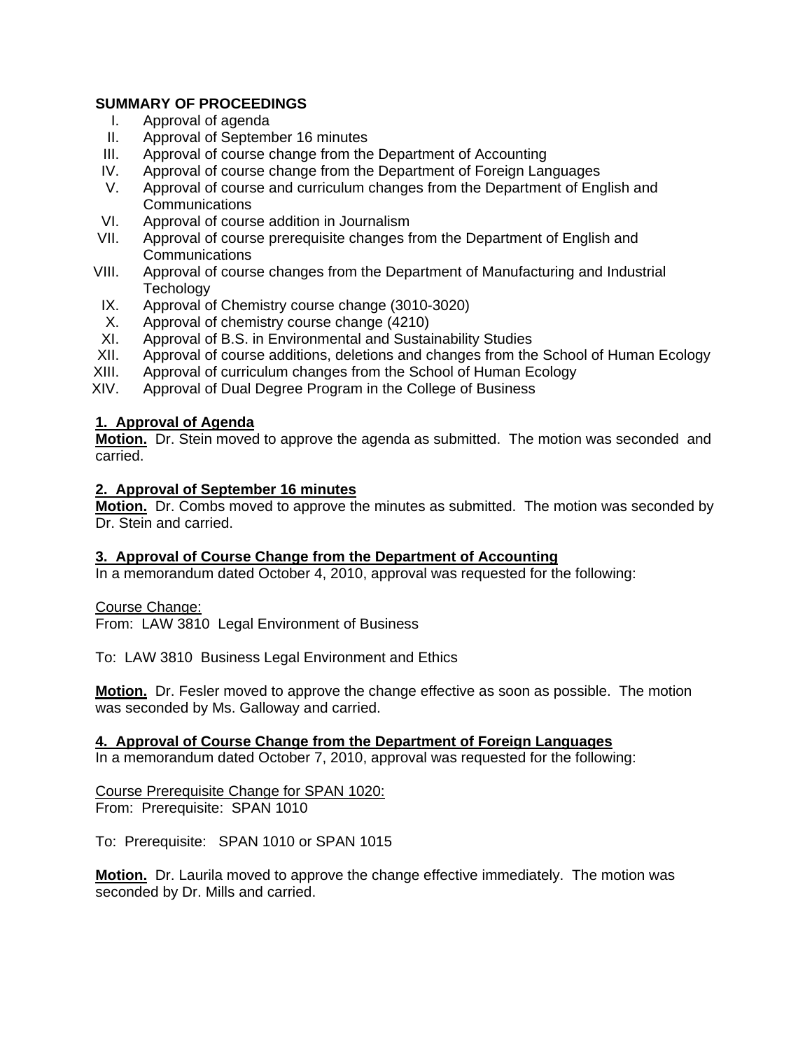**SUMMARY OF PROCEEDINGS**

I. Approval of agenda
II. Approval of September 16 minutes
III. Approval of course change from the Department of Accounting
IV. Approval of course change from the Department of Foreign Languages
V. Approval of course and curriculum changes from the Department of English and Communications
VI. Approval of course addition in Journalism
VII. Approval of course prerequisite changes from the Department of English and Communications
VIII. Approval of course changes from the Department of Manufacturing and Industrial Techology
IX. Approval of Chemistry course change (3010-3020)
X. Approval of chemistry course change (4210)
XI. Approval of B.S. in Environmental and Sustainability Studies
XII. Approval of course additions, deletions and changes from the School of Human Ecology
XIII. Approval of curriculum changes from the School of Human Ecology
XIV. Approval of Dual Degree Program in the College of Business

**1. Approval of Agenda**

**Motion.** Dr. Stein moved to approve the agenda as submitted. The motion was seconded and carried.

**2. Approval of September 16 minutes**

**Motion.** Dr. Combs moved to approve the minutes as submitted. The motion was seconded by Dr. Stein and carried.

**3. Approval of Course Change from the Department of Accounting**

In a memorandum dated October 4, 2010, approval was requested for the following:

Course Change:
From: LAW 3810 Legal Environment of Business

To: LAW 3810 Business Legal Environment and Ethics

**Motion.** Dr. Fesler moved to approve the change effective as soon as possible. The motion was seconded by Ms. Galloway and carried.

**4. Approval of Course Change from the Department of Foreign Languages**

In a memorandum dated October 7, 2010, approval was requested for the following:

Course Prerequisite Change for SPAN 1020:
From: Prerequisite: SPAN 1010

To: Prerequisite: SPAN 1010 or SPAN 1015

**Motion.** Dr. Laurila moved to approve the change effective immediately. The motion was seconded by Dr. Mills and carried.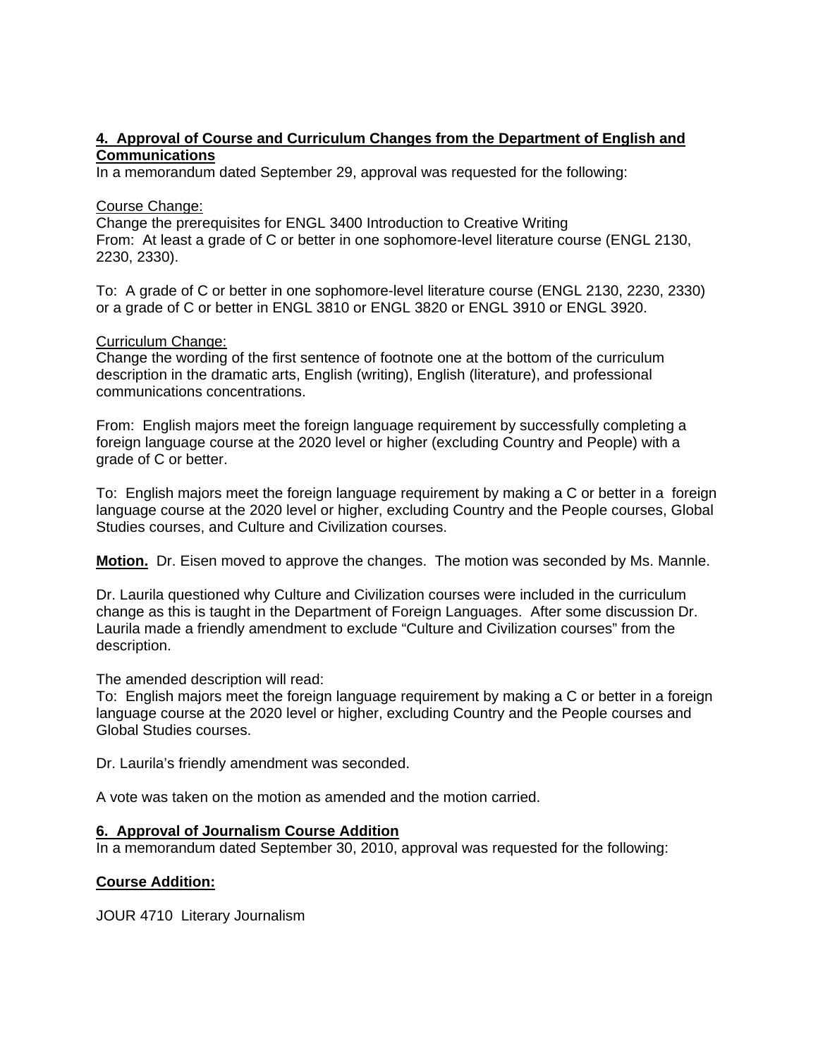**4. Approval of Course and Curriculum Changes from the Department of English and Communications**

In a memorandum dated September 29, approval was requested for the following:

Course Change:

Change the prerequisites for ENGL 3400 Introduction to Creative Writing

From: At least a grade of C or better in one sophomore-level literature course (ENGL 2130, 2230, 2330).

To: A grade of C or better in one sophomore-level literature course (ENGL 2130, 2230, 2330) or a grade of C or better in ENGL 3810 or ENGL 3820 or ENGL 3910 or ENGL 3920.

Curriculum Change:

Change the wording of the first sentence of footnote one at the bottom of the curriculum description in the dramatic arts, English (writing), English (literature), and professional communications concentrations.

From: English majors meet the foreign language requirement by successfully completing a foreign language course at the 2020 level or higher (excluding Country and People) with a grade of C or better.

To: English majors meet the foreign language requirement by making a C or better in a foreign language course at the 2020 level or higher, excluding Country and the People courses, Global Studies courses, and Culture and Civilization courses.

**Motion.** Dr. Eisen moved to approve the changes. The motion was seconded by Ms. Mannle.

Dr. Laurila questioned why Culture and Civilization courses were included in the curriculum change as this is taught in the Department of Foreign Languages. After some discussion Dr. Laurila made a friendly amendment to exclude "Culture and Civilization courses" from the description.

The amended description will read:

To: English majors meet the foreign language requirement by making a C or better in a foreign language course at the 2020 level or higher, excluding Country and the People courses and Global Studies courses.

Dr. Laurila's friendly amendment was seconded.

A vote was taken on the motion as amended and the motion carried.

**6. Approval of Journalism Course Addition**

In a memorandum dated September 30, 2010, approval was requested for the following:

**Course Addition:**

JOUR 4710 Literary Journalism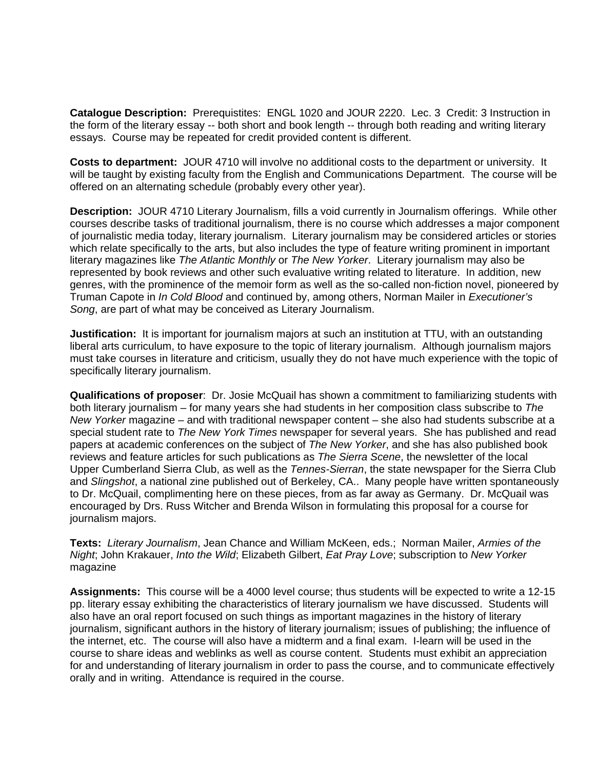**Catalogue Description:** Prerequstites: ENGL 1020 and JOUR 2220. Lec. 3 Credit: 3 Instruction in the form of the literary essay -- both short and book length -- through both reading and writing literary essays. Course may be repeated for credit provided content is different.

**Costs to department:** JOUR 4710 will involve no additional costs to the department or university. It will be taught by existing faculty from the English and Communications Department. The course will be offered on an alternating schedule (probably every other year).

**Description:** JOUR 4710 Literary Journalism, fills a void currently in Journalism offerings. While other courses describe tasks of traditional journalism, there is no course which addresses a major component of journalistic media today, literary journalism. Literary journalism may be considered articles or stories which relate specifically to the arts, but also includes the type of feature writing prominent in important literary magazines like *The Atlantic Monthly* or *The New Yorker*. Literary journalism may also be represented by book reviews and other such evaluative writing related to literature. In addition, new genres, with the prominence of the memoir form as well as the so-called non-fiction novel, pioneered by Truman Capote in *In Cold Blood* and continued by, among others, Norman Mailer in *Executioner's Song*, are part of what may be conceived as Literary Journalism.

**Justification:** It is important for journalism majors at such an institution at TTU, with an outstanding liberal arts curriculum, to have exposure to the topic of literary journalism. Although journalism majors must take courses in literature and criticism, usually they do not have much experience with the topic of specifically literary journalism.

**Qualifications of proposer**: Dr. Josie McQuail has shown a commitment to familiarizing students with both literary journalism – for many years she had students in her composition class subscribe to *The New Yorker* magazine – and with traditional newspaper content – she also had students subscribe at a special student rate to *The New York Times* newspaper for several years. She has published and read papers at academic conferences on the subject of *The New Yorker*, and she has also published book reviews and feature articles for such publications as *The Sierra Scene*, the newsletter of the local Upper Cumberland Sierra Club, as well as the *Tennes-Sierran*, the state newspaper for the Sierra Club and *Slingshot*, a national zine published out of Berkeley, CA.. Many people have written spontaneously to Dr. McQuail, complimenting here on these pieces, from as far away as Germany. Dr. McQuail was encouraged by Drs. Russ Witcher and Brenda Wilson in formulating this proposal for a course for journalism majors.

**Texts:** *Literary Journalism*, Jean Chance and William McKeen, eds.; Norman Mailer, *Armies of the Night*; John Krakauer, *Into the Wild*; Elizabeth Gilbert, *Eat Pray Love*; subscription to *New Yorker* magazine

**Assignments:** This course will be a 4000 level course; thus students will be expected to write a 12-15 pp. literary essay exhibiting the characteristics of literary journalism we have discussed. Students will also have an oral report focused on such things as important magazines in the history of literary journalism, significant authors in the history of literary journalism; issues of publishing; the influence of the internet, etc. The course will also have a midterm and a final exam. I-learn will be used in the course to share ideas and weblinks as well as course content. Students must exhibit an appreciation for and understanding of literary journalism in order to pass the course, and to communicate effectively orally and in writing. Attendance is required in the course.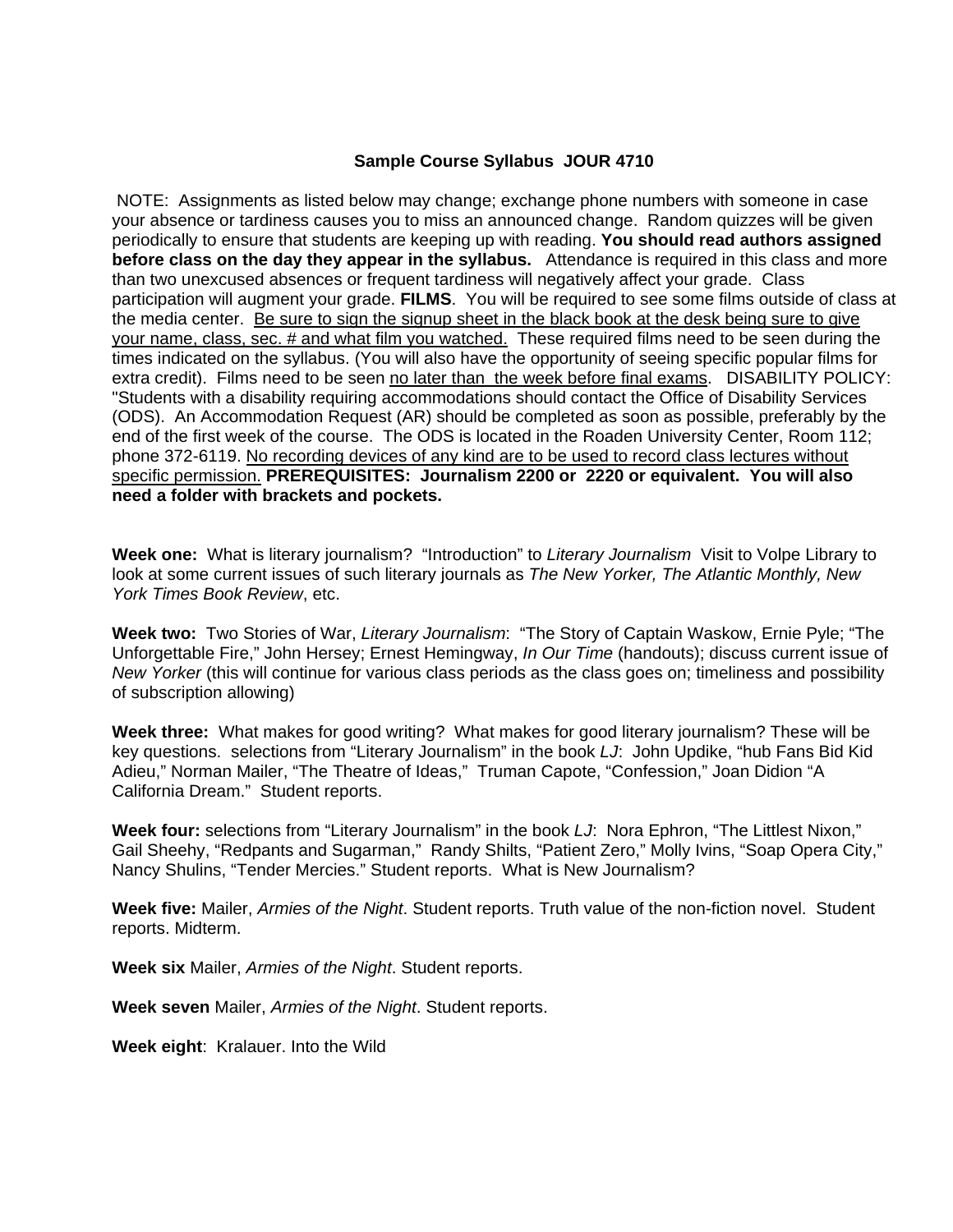**Sample Course Syllabus JOUR 4710**

NOTE: Assignments as listed below may change; exchange phone numbers with someone in case your absence or tardiness causes you to miss an announced change. Random quizzes will be given periodically to ensure that students are keeping up with reading. **You should read authors assigned before class on the day they appear in the syllabus.** Attendance is required in this class and more than two unexcused absences or frequent tardiness will negatively affect your grade. Class participation will augment your grade. **FILMS**. You will be required to see some films outside of class at the media center. <u>Be sure to sign the signup sheet in the black book at the desk being sure to give your name, class, sec. # and what film you watched.</u> These required films need to be seen during the times indicated on the syllabus. (You will also have the opportunity of seeing specific popular films for extra credit). Films need to be seen <u>no later than the week before final exams</u>. DISABILITY POLICY: "Students with a disability requiring accommodations should contact the Office of Disability Services (ODS). An Accommodation Request (AR) should be completed as soon as possible, preferably by the end of the first week of the course. The ODS is located in the Roaden University Center, Room 112; phone 372-6119. <u>No recording devices of any kind are to be used to record class lectures without specific permission.</u> **PREREQUISITES: Journalism 2200 or 2220 or equivalent. You will also need a folder with brackets and pockets.**

**Week one:** What is literary journalism? "Introduction" to *Literary Journalism* Visit to Volpe Library to look at some current issues of such literary journals as *The New Yorker, The Atlantic Monthly, New York Times Book Review*, etc.

**Week two:** Two Stories of War, *Literary Journalism*: "The Story of Captain Waskow, Ernie Pyle; "The Unforgettable Fire," John Hersey; Ernest Hemingway, *In Our Time* (handouts); discuss current issue of *New Yorker* (this will continue for various class periods as the class goes on; timeliness and possibility of subscription allowing)

**Week three:** What makes for good writing? What makes for good literary journalism? These will be key questions. selections from "Literary Journalism" in the book *LJ*: John Updike, "hub Fans Bid Kid Adieu," Norman Mailer, "The Theatre of Ideas," Truman Capote, "Confession," Joan Didion "A California Dream." Student reports.

**Week four:** selections from "Literary Journalism" in the book *LJ*: Nora Ephron, "The Littlest Nixon," Gail Sheehy, "Redpants and Sugarman," Randy Shilts, "Patient Zero," Molly Ivins, "Soap Opera City," Nancy Shulins, "Tender Mercies." Student reports. What is New Journalism?

**Week five:** Mailer, *Armies of the Night*. Student reports. Truth value of the non-fiction novel. Student reports. Midterm.

**Week six** Mailer, *Armies of the Night*. Student reports.

**Week seven** Mailer, *Armies of the Night*. Student reports.

**Week eight**: Kralauer. Into the Wild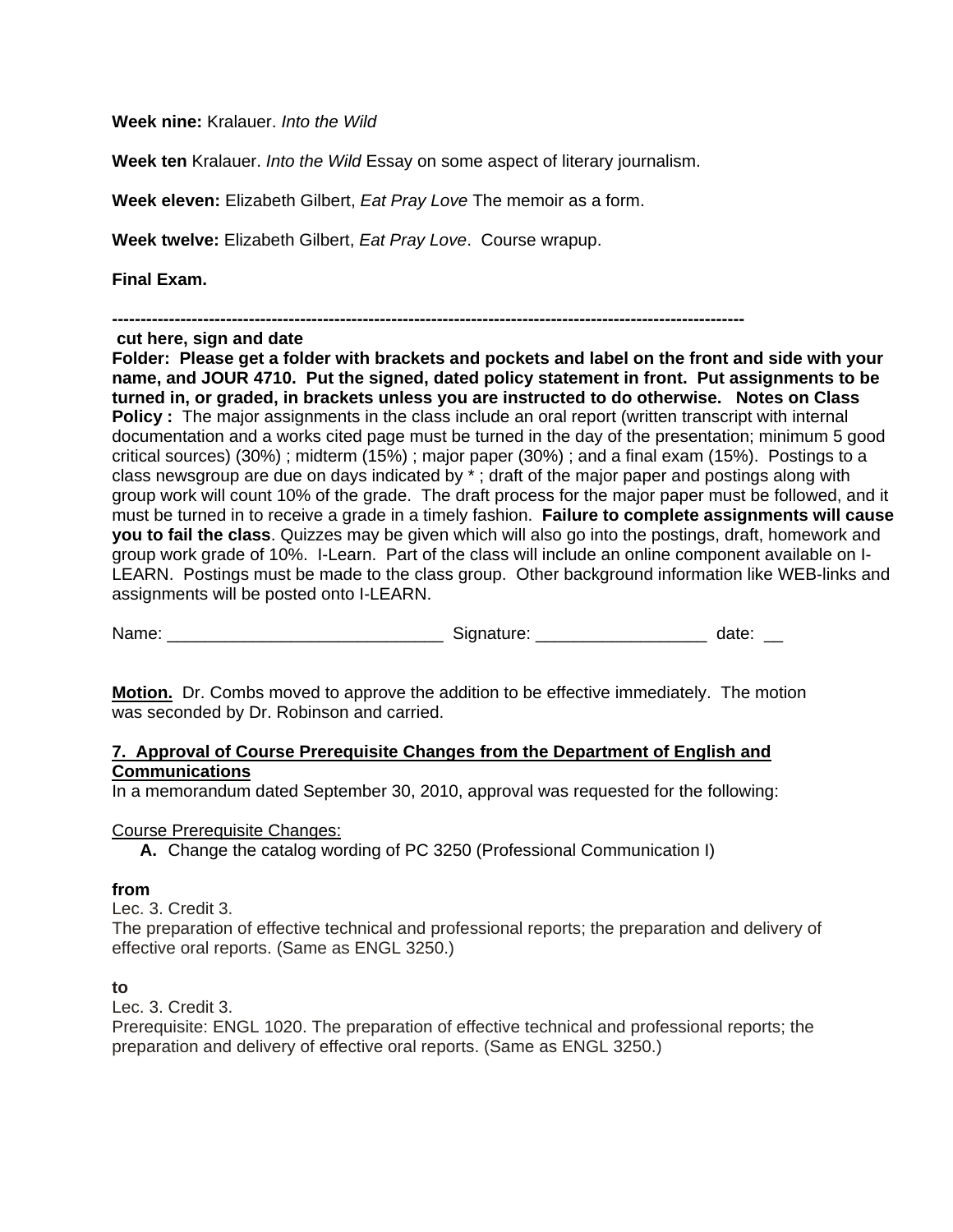**Week nine:** Kralauer. *Into the Wild*

**Week ten** Kralauer. *Into the Wild* Essay on some aspect of literary journalism.

**Week eleven:** Elizabeth Gilbert, *Eat Pray Love* The memoir as a form.

**Week twelve:** Elizabeth Gilbert, *Eat Pray Love*. Course wrapup.

**Final Exam.**

**---------------------------------------------------------------------------------------------------------------**
**cut here, sign and date**
**Folder: Please get a folder with brackets and pockets and label on the front and side with your name, and JOUR 4710. Put the signed, dated policy statement in front. Put assignments to be turned in, or graded, in brackets unless you are instructed to do otherwise. Notes on Class Policy :** The major assignments in the class include an oral report (written transcript with internal documentation and a works cited page must be turned in the day of the presentation; minimum 5 good critical sources) (30%) ; midterm (15%) ; major paper (30%) ; and a final exam (15%). Postings to a class newsgroup are due on days indicated by * ; draft of the major paper and postings along with group work will count 10% of the grade. The draft process for the major paper must be followed, and it must be turned in to receive a grade in a timely fashion. **Failure to complete assignments will cause you to fail the class**. Quizzes may be given which will also go into the postings, draft, homework and group work grade of 10%. I-Learn. Part of the class will include an online component available on I-LEARN. Postings must be made to the class group. Other background information like WEB-links and assignments will be posted onto I-LEARN.

Name: _____________________________ Signature: __________________ date: __

**Motion.** Dr. Combs moved to approve the addition to be effective immediately. The motion was seconded by Dr. Robinson and carried.

**7. Approval of Course Prerequisite Changes from the Department of English and Communications**

In a memorandum dated September 30, 2010, approval was requested for the following:

Course Prerequisite Changes:

**A.** Change the catalog wording of PC 3250 (Professional Communication I)

**from**

Lec. 3. Credit 3.
The preparation of effective technical and professional reports; the preparation and delivery of effective oral reports. (Same as ENGL 3250.)

**to**

Lec. 3. Credit 3.
Prerequisite: ENGL 1020. The preparation of effective technical and professional reports; the preparation and delivery of effective oral reports. (Same as ENGL 3250.)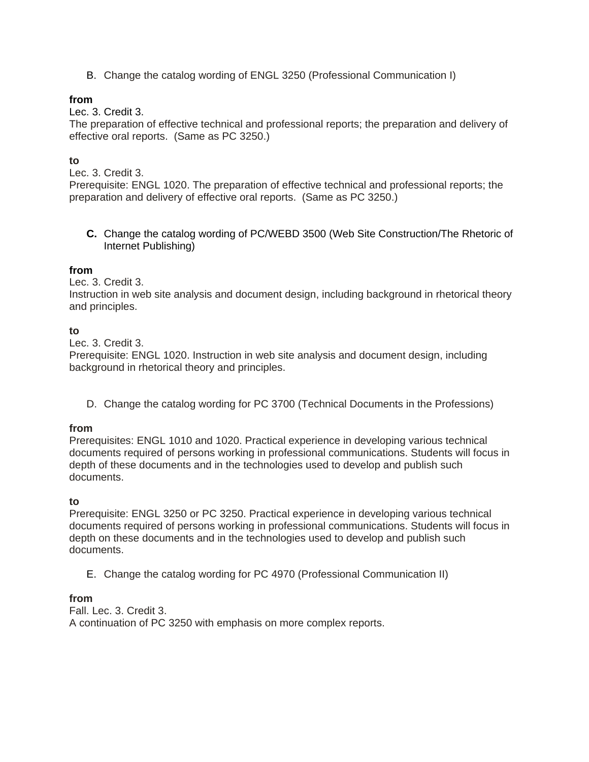B. Change the catalog wording of ENGL 3250 (Professional Communication I)

**from**
Lec. 3. Credit 3.
The preparation of effective technical and professional reports; the preparation and delivery of effective oral reports. (Same as PC 3250.)

**to**
Lec. 3. Credit 3.
Prerequisite: ENGL 1020. The preparation of effective technical and professional reports; the preparation and delivery of effective oral reports. (Same as PC 3250.)

**C.** Change the catalog wording of PC/WEBD 3500 (Web Site Construction/The Rhetoric of Internet Publishing)

**from**
Lec. 3. Credit 3.
Instruction in web site analysis and document design, including background in rhetorical theory and principles.

**to**
Lec. 3. Credit 3.
Prerequisite: ENGL 1020. Instruction in web site analysis and document design, including background in rhetorical theory and principles.

D. Change the catalog wording for PC 3700 (Technical Documents in the Professions)

**from**
Prerequisites: ENGL 1010 and 1020. Practical experience in developing various technical documents required of persons working in professional communications. Students will focus in depth of these documents and in the technologies used to develop and publish such documents.

**to**
Prerequisite: ENGL 3250 or PC 3250. Practical experience in developing various technical documents required of persons working in professional communications. Students will focus in depth on these documents and in the technologies used to develop and publish such documents.

E. Change the catalog wording for PC 4970 (Professional Communication II)

**from**
Fall. Lec. 3. Credit 3.
A continuation of PC 3250 with emphasis on more complex reports.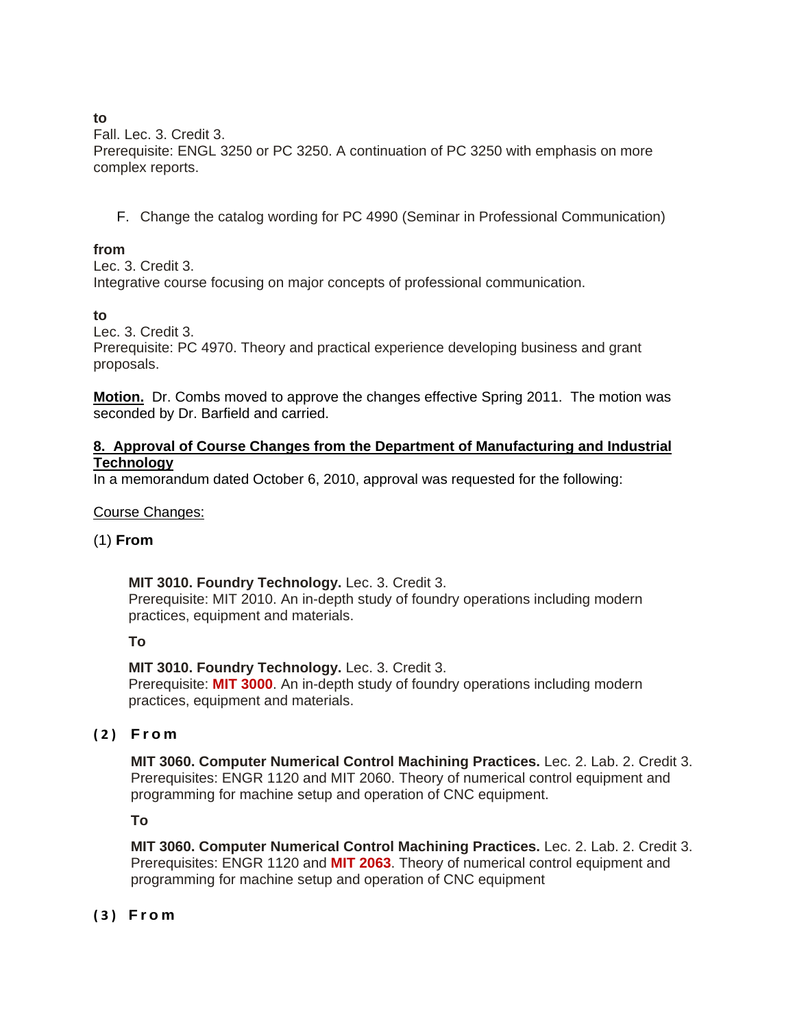**to**
Fall. Lec. 3. Credit 3.
Prerequisite: ENGL 3250 or PC 3250. A continuation of PC 3250 with emphasis on more complex reports.

F. Change the catalog wording for PC 4990 (Seminar in Professional Communication)

**from**
Lec. 3. Credit 3.
Integrative course focusing on major concepts of professional communication.

**to**
Lec. 3. Credit 3.
Prerequisite: PC 4970. Theory and practical experience developing business and grant proposals.

**Motion.** Dr. Combs moved to approve the changes effective Spring 2011. The motion was seconded by Dr. Barfield and carried.

**8. Approval of Course Changes from the Department of Manufacturing and Industrial Technology**

In a memorandum dated October 6, 2010, approval was requested for the following:

Course Changes:

(1) **From**

> **MIT 3010. Foundry Technology.** Lec. 3. Credit 3.
> Prerequisite: MIT 2010. An in-depth study of foundry operations including modern practices, equipment and materials.
>
> **To**
>
> **MIT 3010. Foundry Technology.** Lec. 3. Credit 3.
> Prerequisite: **MIT 3000**. An in-depth study of foundry operations including modern practices, equipment and materials.

**(2) From**

> **MIT 3060. Computer Numerical Control Machining Practices.** Lec. 2. Lab. 2. Credit 3.
> Prerequisites: ENGR 1120 and MIT 2060. Theory of numerical control equipment and programming for machine setup and operation of CNC equipment.
>
> **To**
>
> **MIT 3060. Computer Numerical Control Machining Practices.** Lec. 2. Lab. 2. Credit 3.
> Prerequisites: ENGR 1120 and **MIT 2063**. Theory of numerical control equipment and programming for machine setup and operation of CNC equipment

**(3) From**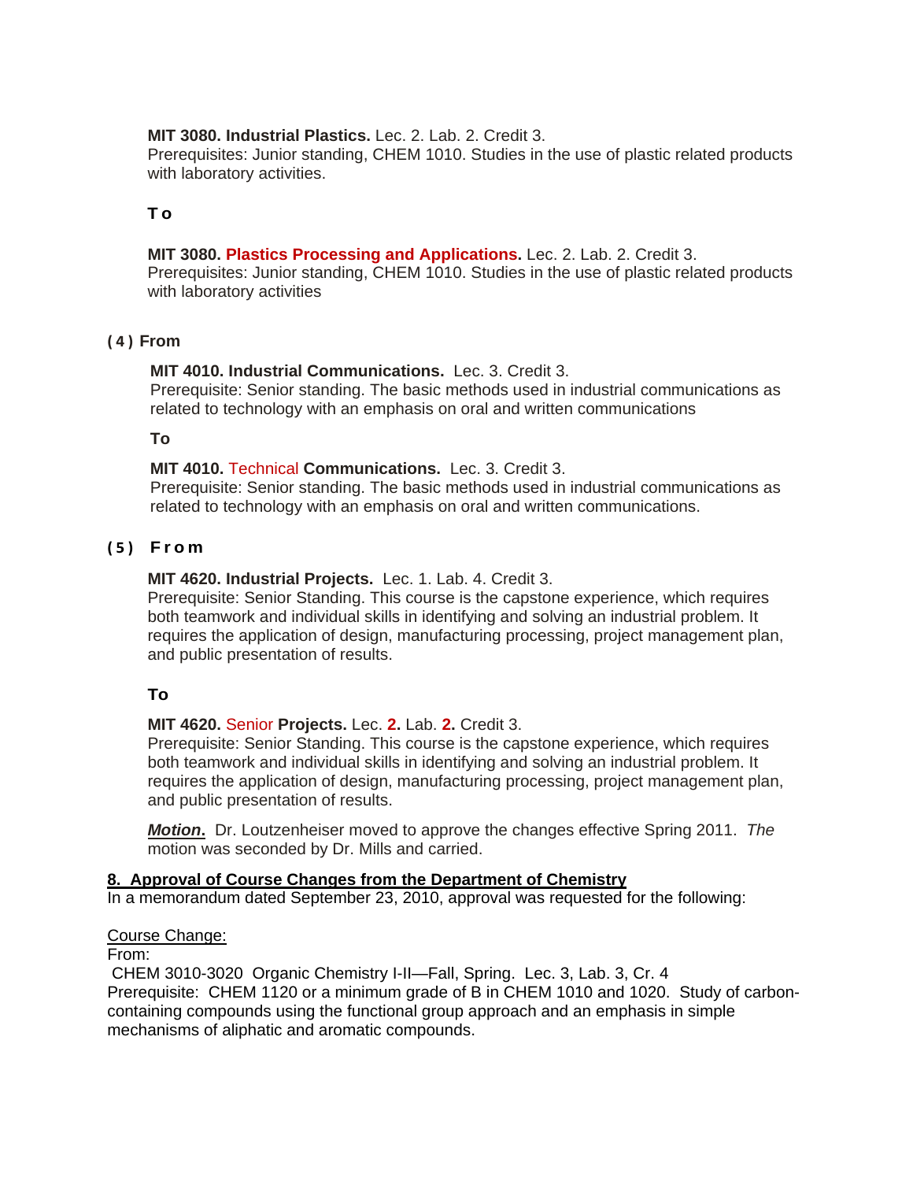**MIT 3080. Industrial Plastics.** Lec. 2. Lab. 2. Credit 3.
Prerequisites: Junior standing, CHEM 1010. Studies in the use of plastic related products with laboratory activities.

**To**

**MIT 3080. Plastics Processing and Applications.** Lec. 2. Lab. 2. Credit 3.
Prerequisites: Junior standing, CHEM 1010. Studies in the use of plastic related products with laboratory activities

**(4) From**

**MIT 4010. Industrial Communications.** Lec. 3. Credit 3.
Prerequisite: Senior standing. The basic methods used in industrial communications as related to technology with an emphasis on oral and written communications

**To**

**MIT 4010.** Technical **Communications.** Lec. 3. Credit 3.
Prerequisite: Senior standing. The basic methods used in industrial communications as related to technology with an emphasis on oral and written communications.

**(5) From**

**MIT 4620. Industrial Projects.** Lec. 1. Lab. 4. Credit 3.
Prerequisite: Senior Standing. This course is the capstone experience, which requires both teamwork and individual skills in identifying and solving an industrial problem. It requires the application of design, manufacturing processing, project management plan, and public presentation of results.

**To**

**MIT 4620.** Senior **Projects.** Lec. **2.** Lab. **2.** Credit 3.
Prerequisite: Senior Standing. This course is the capstone experience, which requires both teamwork and individual skills in identifying and solving an industrial problem. It requires the application of design, manufacturing processing, project management plan, and public presentation of results.

***Motion*.** Dr. Loutzenheiser moved to approve the changes effective Spring 2011. *The* motion was seconded by Dr. Mills and carried.

**8. Approval of Course Changes from the Department of Chemistry**

In a memorandum dated September 23, 2010, approval was requested for the following:

Course Change:

From:

CHEM 3010-3020 Organic Chemistry I-II—Fall, Spring. Lec. 3, Lab. 3, Cr. 4
Prerequisite: CHEM 1120 or a minimum grade of B in CHEM 1010 and 1020. Study of carbon-containing compounds using the functional group approach and an emphasis in simple mechanisms of aliphatic and aromatic compounds.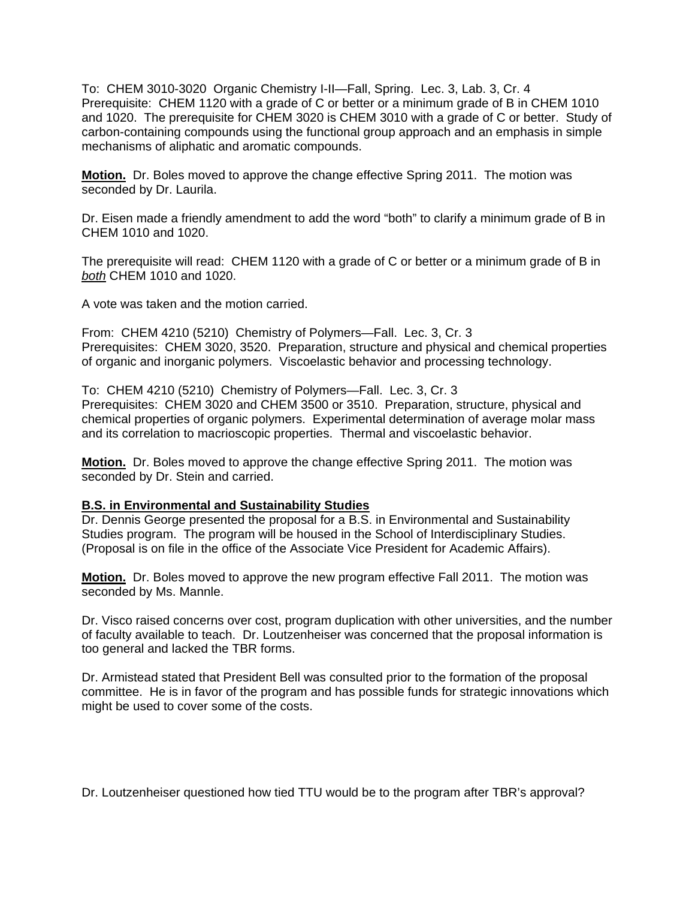To: CHEM 3010-3020 Organic Chemistry I-II—Fall, Spring. Lec. 3, Lab. 3, Cr. 4
Prerequisite: CHEM 1120 with a grade of C or better or a minimum grade of B in CHEM 1010 and 1020. The prerequisite for CHEM 3020 is CHEM 3010 with a grade of C or better. Study of carbon-containing compounds using the functional group approach and an emphasis in simple mechanisms of aliphatic and aromatic compounds.

**Motion.** Dr. Boles moved to approve the change effective Spring 2011. The motion was seconded by Dr. Laurila.

Dr. Eisen made a friendly amendment to add the word "both" to clarify a minimum grade of B in CHEM 1010 and 1020.

The prerequisite will read: CHEM 1120 with a grade of C or better or a minimum grade of B in *both* CHEM 1010 and 1020.

A vote was taken and the motion carried.

From: CHEM 4210 (5210) Chemistry of Polymers—Fall. Lec. 3, Cr. 3
Prerequisites: CHEM 3020, 3520. Preparation, structure and physical and chemical properties of organic and inorganic polymers. Viscoelastic behavior and processing technology.

To: CHEM 4210 (5210) Chemistry of Polymers—Fall. Lec. 3, Cr. 3
Prerequisites: CHEM 3020 and CHEM 3500 or 3510. Preparation, structure, physical and chemical properties of organic polymers. Experimental determination of average molar mass and its correlation to macrioscopic properties. Thermal and viscoelastic behavior.

**Motion.** Dr. Boles moved to approve the change effective Spring 2011. The motion was seconded by Dr. Stein and carried.

**B.S. in Environmental and Sustainability Studies**
Dr. Dennis George presented the proposal for a B.S. in Environmental and Sustainability Studies program. The program will be housed in the School of Interdisciplinary Studies. (Proposal is on file in the office of the Associate Vice President for Academic Affairs).

**Motion.** Dr. Boles moved to approve the new program effective Fall 2011. The motion was seconded by Ms. Mannle.

Dr. Visco raised concerns over cost, program duplication with other universities, and the number of faculty available to teach. Dr. Loutzenheiser was concerned that the proposal information is too general and lacked the TBR forms.

Dr. Armistead stated that President Bell was consulted prior to the formation of the proposal committee. He is in favor of the program and has possible funds for strategic innovations which might be used to cover some of the costs.

Dr. Loutzenheiser questioned how tied TTU would be to the program after TBR's approval?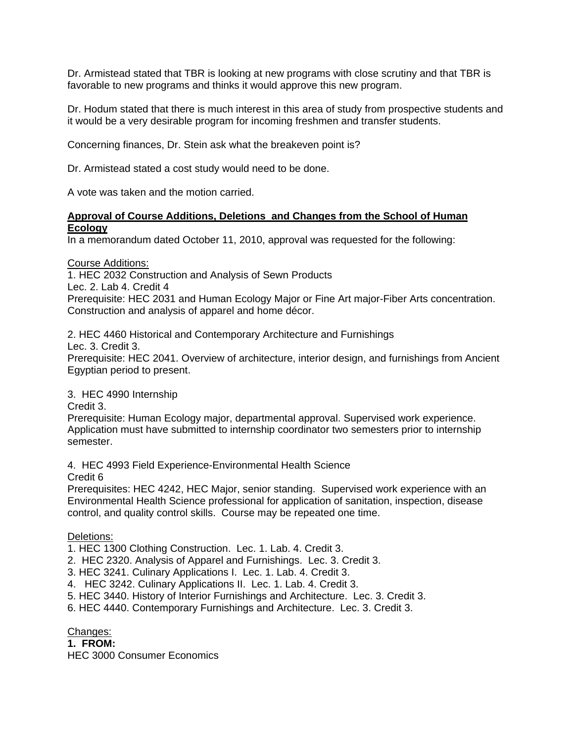Dr. Armistead stated that TBR is looking at new programs with close scrutiny and that TBR is favorable to new programs and thinks it would approve this new program.

Dr. Hodum stated that there is much interest in this area of study from prospective students and it would be a very desirable program for incoming freshmen and transfer students.

Concerning finances, Dr. Stein ask what the breakeven point is?

Dr. Armistead stated a cost study would need to be done.

A vote was taken and the motion carried.

**Approval of Course Additions, Deletions and Changes from the School of Human Ecology**

In a memorandum dated October 11, 2010, approval was requested for the following:

Course Additions:

1. HEC 2032 Construction and Analysis of Sewn Products
Lec. 2. Lab 4. Credit 4
Prerequisite: HEC 2031 and Human Ecology Major or Fine Art major-Fiber Arts concentration. Construction and analysis of apparel and home décor.

2. HEC 4460 Historical and Contemporary Architecture and Furnishings
Lec. 3. Credit 3.
Prerequisite: HEC 2041. Overview of architecture, interior design, and furnishings from Ancient Egyptian period to present.

3. HEC 4990 Internship
Credit 3.
Prerequisite: Human Ecology major, departmental approval. Supervised work experience. Application must have submitted to internship coordinator two semesters prior to internship semester.

4. HEC 4993 Field Experience-Environmental Health Science
Credit 6
Prerequisites: HEC 4242, HEC Major, senior standing. Supervised work experience with an Environmental Health Science professional for application of sanitation, inspection, disease control, and quality control skills. Course may be repeated one time.

Deletions:

1. HEC 1300 Clothing Construction. Lec. 1. Lab. 4. Credit 3.
2. HEC 2320. Analysis of Apparel and Furnishings. Lec. 3. Credit 3.
3. HEC 3241. Culinary Applications I. Lec. 1. Lab. 4. Credit 3.
4. HEC 3242. Culinary Applications II. Lec. 1. Lab. 4. Credit 3.
5. HEC 3440. History of Interior Furnishings and Architecture. Lec. 3. Credit 3.
6. HEC 4440. Contemporary Furnishings and Architecture. Lec. 3. Credit 3.

Changes:

**1. FROM:**
HEC 3000 Consumer Economics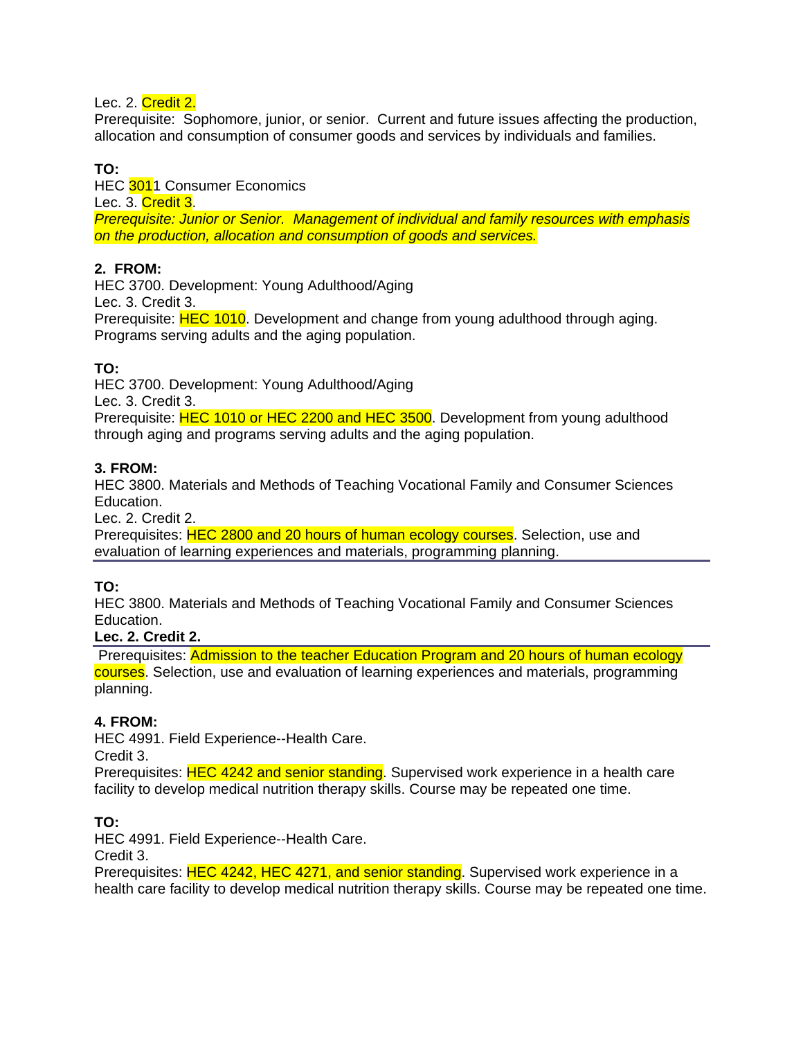Lec. 2. Credit 2.
Prerequisite: Sophomore, junior, or senior. Current and future issues affecting the production, allocation and consumption of consumer goods and services by individuals and families.

**TO:**
HEC 3011 Consumer Economics
Lec. 3. Credit 3.
*Prerequisite: Junior or Senior. Management of individual and family resources with emphasis on the production, allocation and consumption of goods and services.*

**2. FROM:**
HEC 3700. Development: Young Adulthood/Aging
Lec. 3. Credit 3.
Prerequisite: HEC 1010. Development and change from young adulthood through aging. Programs serving adults and the aging population.

**TO:**
HEC 3700. Development: Young Adulthood/Aging
Lec. 3. Credit 3.
Prerequisite: HEC 1010 or HEC 2200 and HEC 3500. Development from young adulthood through aging and programs serving adults and the aging population.

**3. FROM:**
HEC 3800. Materials and Methods of Teaching Vocational Family and Consumer Sciences Education.
Lec. 2. Credit 2.
Prerequisites: HEC 2800 and 20 hours of human ecology courses. Selection, use and evaluation of learning experiences and materials, programming planning.

**TO:**
HEC 3800. Materials and Methods of Teaching Vocational Family and Consumer Sciences Education.
**Lec. 2. Credit 2.**
Prerequisites: Admission to the teacher Education Program and 20 hours of human ecology courses. Selection, use and evaluation of learning experiences and materials, programming planning.

**4. FROM:**
HEC 4991. Field Experience--Health Care.
Credit 3.
Prerequisites: HEC 4242 and senior standing. Supervised work experience in a health care facility to develop medical nutrition therapy skills. Course may be repeated one time.

**TO:**
HEC 4991. Field Experience--Health Care.
Credit 3.
Prerequisites: HEC 4242, HEC 4271, and senior standing. Supervised work experience in a health care facility to develop medical nutrition therapy skills. Course may be repeated one time.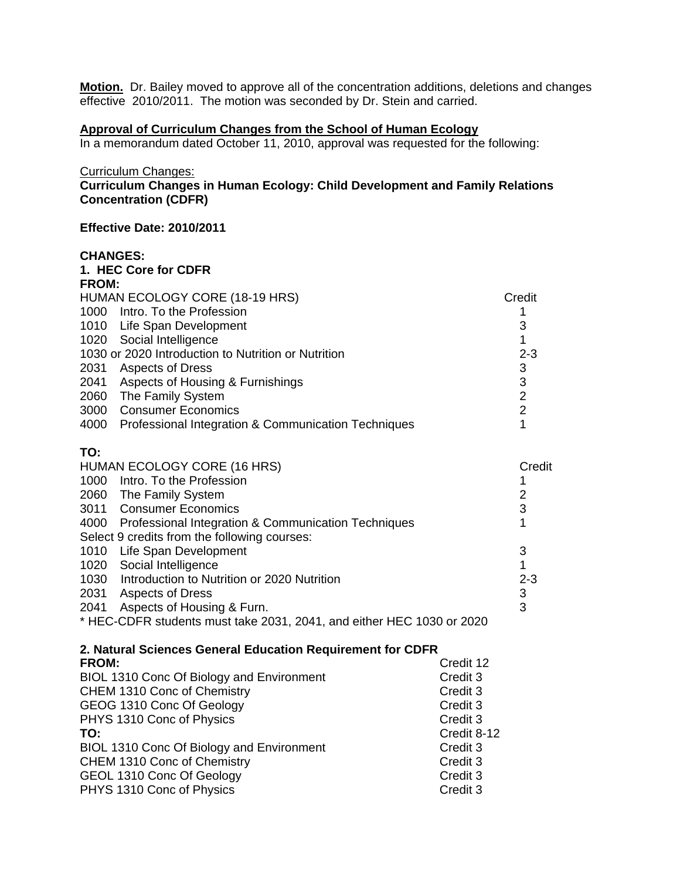**Motion.** Dr. Bailey moved to approve all of the concentration additions, deletions and changes effective 2010/2011. The motion was seconded by Dr. Stein and carried.

**Approval of Curriculum Changes from the School of Human Ecology**

In a memorandum dated October 11, 2010, approval was requested for the following:

Curriculum Changes:

**Curriculum Changes in Human Ecology: Child Development and Family Relations Concentration (CDFR)**

**Effective Date: 2010/2011**

**CHANGES:**

**1. HEC Core for CDFR**

**FROM:**

| HUMAN ECOLOGY CORE (18-19 HRS) | Credit |
|---|---|
| 1000 Intro. To the Profession | 1 |
| 1010 Life Span Development | 3 |
| 1020 Social Intelligence | 1 |
| 1030 or 2020 Introduction to Nutrition or Nutrition | 2-3 |
| 2031 Aspects of Dress | 3 |
| 2041 Aspects of Housing & Furnishings | 3 |
| 2060 The Family System | 2 |
| 3000 Consumer Economics | 2 |
| 4000 Professional Integration & Communication Techniques | 1 |

**TO:**

| HUMAN ECOLOGY CORE (16 HRS) | Credit |
|---|---|
| 1000 Intro. To the Profession | 1 |
| 2060 The Family System | 2 |
| 3011 Consumer Economics | 3 |
| 4000 Professional Integration & Communication Techniques | 1 |
| Select 9 credits from the following courses: | |
| 1010 Life Span Development | 3 |
| 1020 Social Intelligence | 1 |
| 1030 Introduction to Nutrition or 2020 Nutrition | 2-3 |
| 2031 Aspects of Dress | 3 |
| 2041 Aspects of Housing & Furn. | 3 |

* HEC-CDFR students must take 2031, 2041, and either HEC 1030 or 2020

**2. Natural Sciences General Education Requirement for CDFR**

| **FROM:** | Credit 12 |
|---|---|
| BIOL 1310 Conc Of Biology and Environment | Credit 3 |
| CHEM 1310 Conc of Chemistry | Credit 3 |
| GEOG 1310 Conc Of Geology | Credit 3 |
| PHYS 1310 Conc of Physics | Credit 3 |
| **TO:** | Credit 8-12 |
| BIOL 1310 Conc Of Biology and Environment | Credit 3 |
| CHEM 1310 Conc of Chemistry | Credit 3 |
| GEOL 1310 Conc Of Geology | Credit 3 |
| PHYS 1310 Conc of Physics | Credit 3 |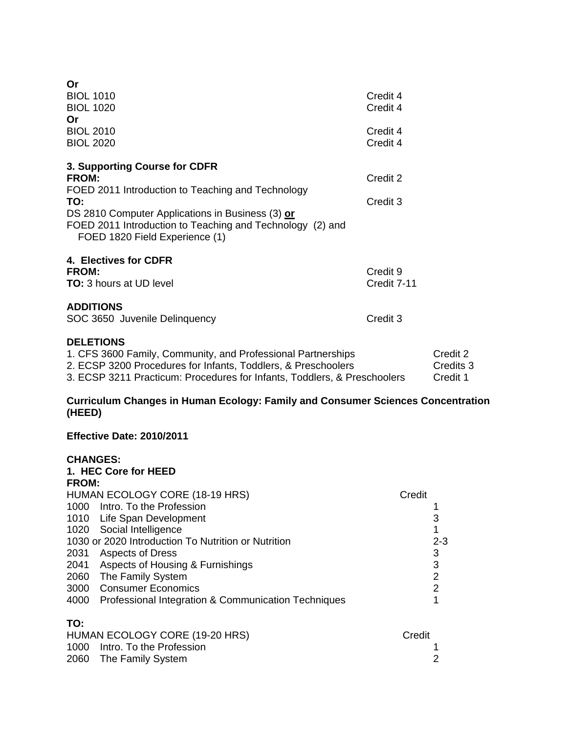**Or**

| | |
|---|---|
| BIOL 1010 | Credit 4 |
| BIOL 1020 | Credit 4 |

**Or**

| | |
|---|---|
| BIOL 2010 | Credit 4 |
| BIOL 2020 | Credit 4 |

**3. Supporting Course for CDFR**

**FROM:** Credit 2

FOED 2011 Introduction to Teaching and Technology

**TO:** Credit 3

DS 2810 Computer Applications in Business (3) **or**
FOED 2011 Introduction to Teaching and Technology (2) and
FOED 1820 Field Experience (1)

**4. Electives for CDFR**

**FROM:** Credit 9

**TO:** 3 hours at UD level Credit 7-11

**ADDITIONS**

SOC 3650 Juvenile Delinquency Credit 3

**DELETIONS**

1. CFS 3600 Family, Community, and Professional Partnerships Credit 2
2. ECSP 3200 Procedures for Infants, Toddlers, & Preschoolers Credits 3
3. ECSP 3211 Practicum: Procedures for Infants, Toddlers, & Preschoolers Credit 1

**Curriculum Changes in Human Ecology: Family and Consumer Sciences Concentration (HEED)**

**Effective Date: 2010/2011**

**CHANGES:**

**1. HEC Core for HEED**

**FROM:**

| HUMAN ECOLOGY CORE (18-19 HRS) | Credit |
|---|---|
| 1000 Intro. To the Profession | 1 |
| 1010 Life Span Development | 3 |
| 1020 Social Intelligence | 1 |
| 1030 or 2020 Introduction To Nutrition or Nutrition | 2-3 |
| 2031 Aspects of Dress | 3 |
| 2041 Aspects of Housing & Furnishings | 3 |
| 2060 The Family System | 2 |
| 3000 Consumer Economics | 2 |
| 4000 Professional Integration & Communication Techniques | 1 |

**TO:**

| HUMAN ECOLOGY CORE (19-20 HRS) | Credit |
|---|---|
| 1000 Intro. To the Profession | 1 |
| 2060 The Family System | 2 |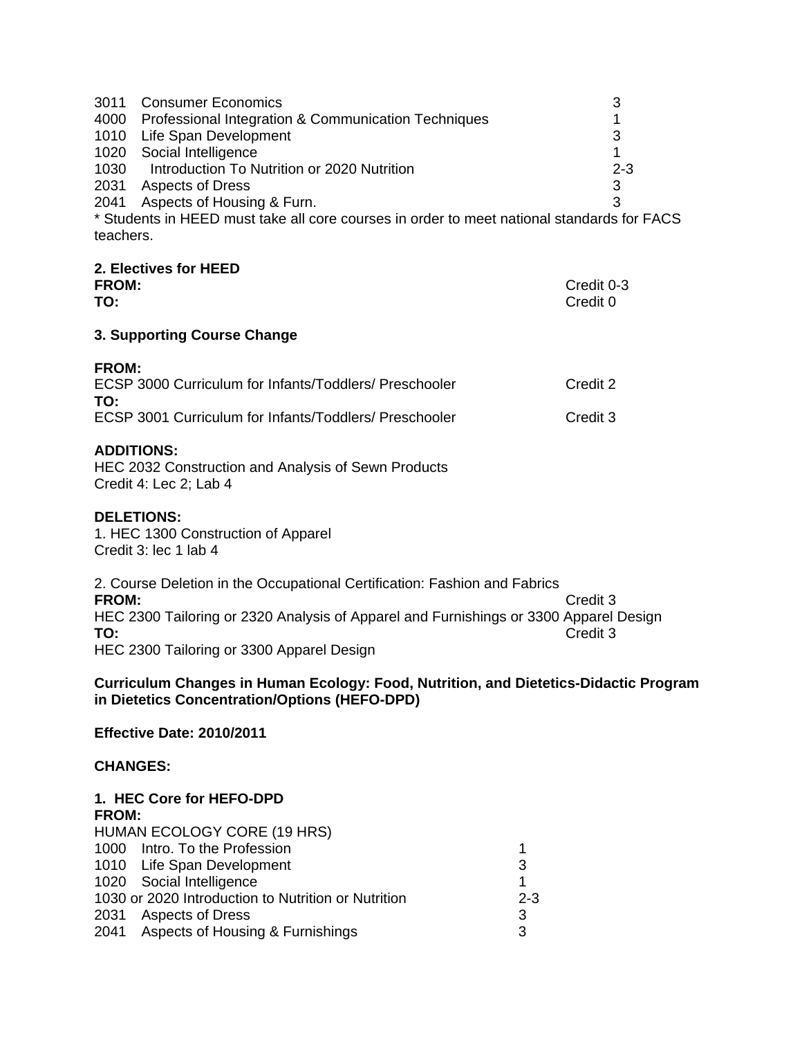| | | |
|---|---|---|
| 3011 | Consumer Economics | 3 |
| 4000 | Professional Integration & Communication Techniques | 1 |
| 1010 | Life Span Development | 3 |
| 1020 | Social Intelligence | 1 |
| 1030 | Introduction To Nutrition or 2020 Nutrition | 2-3 |
| 2031 | Aspects of Dress | 3 |
| 2041 | Aspects of Housing & Furn. | 3 |

* Students in HEED must take all core courses in order to meet national standards for FACS teachers.

**2. Electives for HEED**

**FROM:** Credit 0-3

**TO:** Credit 0

**3. Supporting Course Change**

**FROM:**

ECSP 3000 Curriculum for Infants/Toddlers/ Preschooler Credit 2

**TO:**

ECSP 3001 Curriculum for Infants/Toddlers/ Preschooler Credit 3

**ADDITIONS:**

HEC 2032 Construction and Analysis of Sewn Products
Credit 4: Lec 2; Lab 4

**DELETIONS:**

1. HEC 1300 Construction of Apparel
Credit 3: lec 1 lab 4

2. Course Deletion in the Occupational Certification: Fashion and Fabrics

**FROM:** Credit 3

HEC 2300 Tailoring or 2320 Analysis of Apparel and Furnishings or 3300 Apparel Design

**TO:** Credit 3

HEC 2300 Tailoring or 3300 Apparel Design

**Curriculum Changes in Human Ecology: Food, Nutrition, and Dietetics-Didactic Program in Dietetics Concentration/Options (HEFO-DPD)**

**Effective Date: 2010/2011**

**CHANGES:**

**1. HEC Core for HEFO-DPD**

**FROM:**

HUMAN ECOLOGY CORE (19 HRS)

| | | |
|---|---|---|
| 1000 | Intro. To the Profession | 1 |
| 1010 | Life Span Development | 3 |
| 1020 | Social Intelligence | 1 |
| 1030 or 2020 | Introduction to Nutrition or Nutrition | 2-3 |
| 2031 | Aspects of Dress | 3 |
| 2041 | Aspects of Housing & Furnishings | 3 |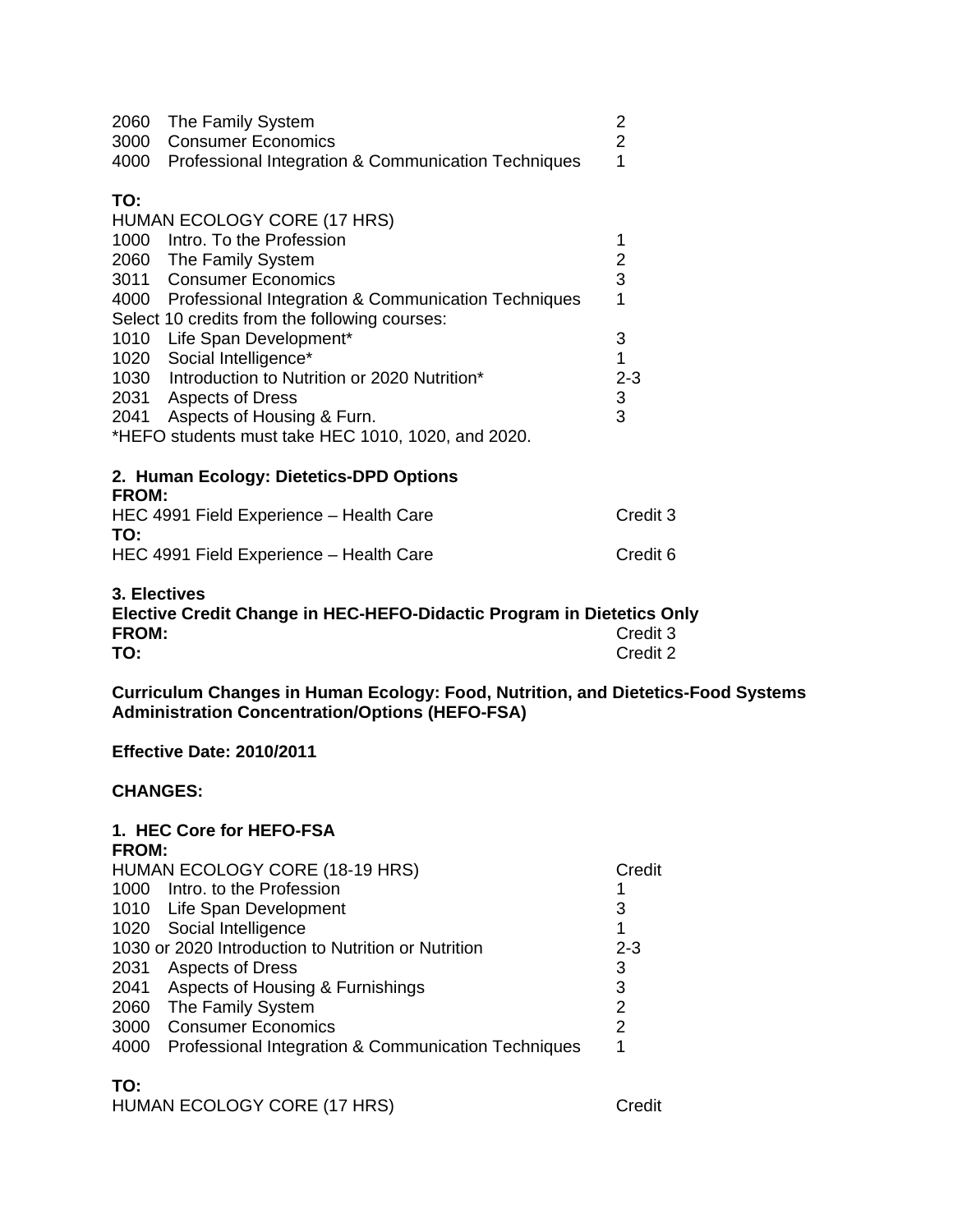| | | |
|---|---|---|
| 2060 | The Family System | 2 |
| 3000 | Consumer Economics | 2 |
| 4000 | Professional Integration & Communication Techniques | 1 |

**TO:**

HUMAN ECOLOGY CORE (17 HRS)

| | | |
|---|---|---|
| 1000 | Intro. To the Profession | 1 |
| 2060 | The Family System | 2 |
| 3011 | Consumer Economics | 3 |
| 4000 | Professional Integration & Communication Techniques | 1 |
| Select 10 credits from the following courses: | | |
| 1010 | Life Span Development* | 3 |
| 1020 | Social Intelligence* | 1 |
| 1030 | Introduction to Nutrition or 2020 Nutrition* | 2-3 |
| 2031 | Aspects of Dress | 3 |
| 2041 | Aspects of Housing & Furn. | 3 |

*HEFO students must take HEC 1010, 1020, and 2020.

**2. Human Ecology: Dietetics-DPD Options**

**FROM:**

HEC 4991 Field Experience – Health Care — Credit 3

**TO:**

HEC 4991 Field Experience – Health Care — Credit 6

**3. Electives**

**Elective Credit Change in HEC-HEFO-Didactic Program in Dietetics Only**

**FROM:** Credit 3

**TO:** Credit 2

**Curriculum Changes in Human Ecology: Food, Nutrition, and Dietetics-Food Systems Administration Concentration/Options (HEFO-FSA)**

**Effective Date: 2010/2011**

**CHANGES:**

**1. HEC Core for HEFO-FSA**

**FROM:**

| HUMAN ECOLOGY CORE (18-19 HRS) | | Credit |
|---|---|---|
| 1000 | Intro. to the Profession | 1 |
| 1010 | Life Span Development | 3 |
| 1020 | Social Intelligence | 1 |
| 1030 or 2020 | Introduction to Nutrition or Nutrition | 2-3 |
| 2031 | Aspects of Dress | 3 |
| 2041 | Aspects of Housing & Furnishings | 3 |
| 2060 | The Family System | 2 |
| 3000 | Consumer Economics | 2 |
| 4000 | Professional Integration & Communication Techniques | 1 |

**TO:**

HUMAN ECOLOGY CORE (17 HRS) — Credit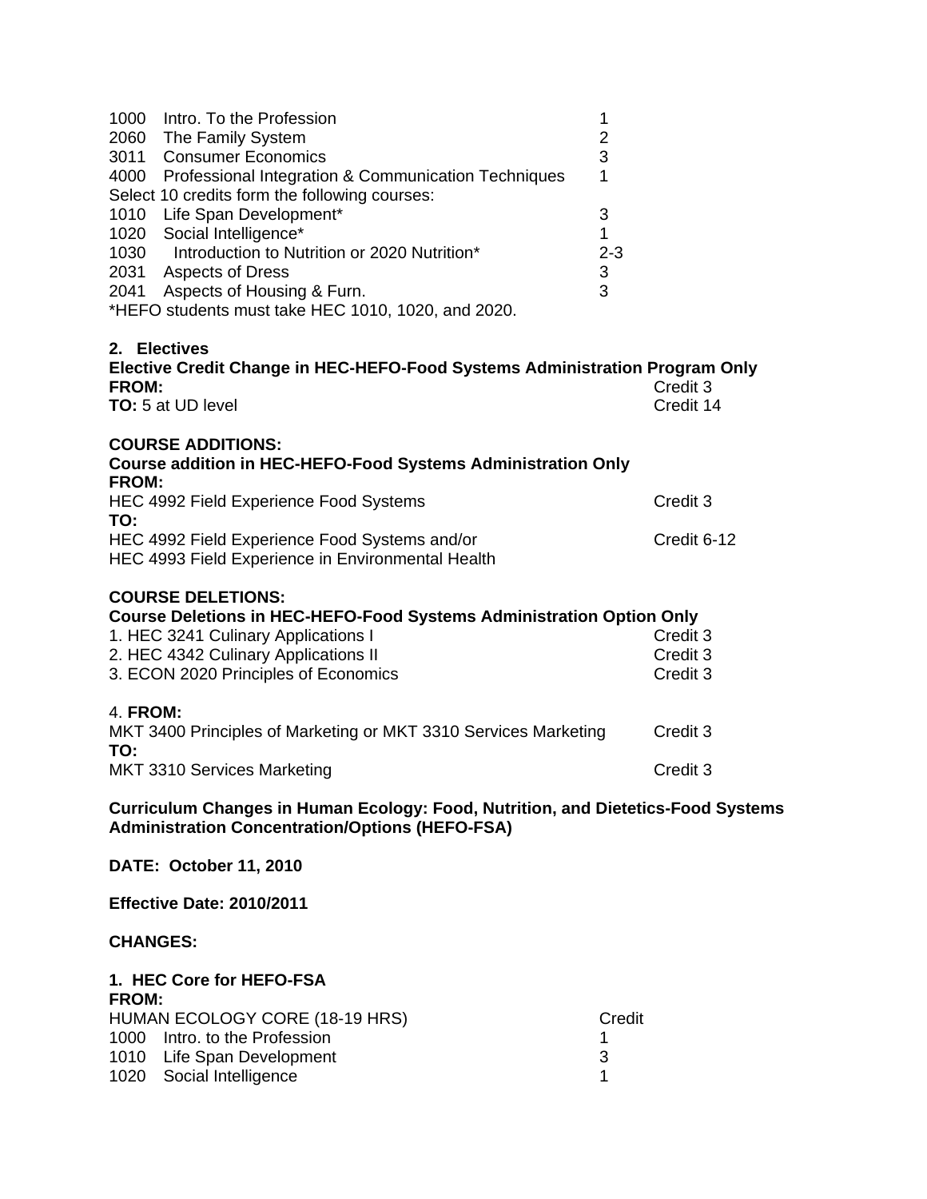| | | |
|---|---|---|
| 1000 | Intro. To the Profession | 1 |
| 2060 | The Family System | 2 |
| 3011 | Consumer Economics | 3 |
| 4000 | Professional Integration & Communication Techniques | 1 |

Select 10 credits form the following courses:

| | | |
|---|---|---|
| 1010 | Life Span Development* | 3 |
| 1020 | Social Intelligence* | 1 |
| 1030 | Introduction to Nutrition or 2020 Nutrition* | 2-3 |
| 2031 | Aspects of Dress | 3 |
| 2041 | Aspects of Housing & Furn. | 3 |

*HEFO students must take HEC 1010, 1020, and 2020.

**2. Electives**

**Elective Credit Change in HEC-HEFO-Food Systems Administration Program Only**

**FROM:** Credit 3

**TO:** 5 at UD level Credit 14

**COURSE ADDITIONS:**

**Course addition in HEC-HEFO-Food Systems Administration Only**

**FROM:**

HEC 4992 Field Experience Food Systems Credit 3

**TO:**

HEC 4992 Field Experience Food Systems and/or Credit 6-12
HEC 4993 Field Experience in Environmental Health

**COURSE DELETIONS:**

**Course Deletions in HEC-HEFO-Food Systems Administration Option Only**

1. HEC 3241 Culinary Applications I Credit 3
2. HEC 4342 Culinary Applications II Credit 3
3. ECON 2020 Principles of Economics Credit 3

4. **FROM:**

MKT 3400 Principles of Marketing or MKT 3310 Services Marketing Credit 3

**TO:**

MKT 3310 Services Marketing Credit 3

**Curriculum Changes in Human Ecology: Food, Nutrition, and Dietetics-Food Systems Administration Concentration/Options (HEFO-FSA)**

**DATE: October 11, 2010**

**Effective Date: 2010/2011**

**CHANGES:**

**1. HEC Core for HEFO-FSA**

**FROM:**

| HUMAN ECOLOGY CORE (18-19 HRS) | | Credit |
|---|---|---|
| 1000 | Intro. to the Profession | 1 |
| 1010 | Life Span Development | 3 |
| 1020 | Social Intelligence | 1 |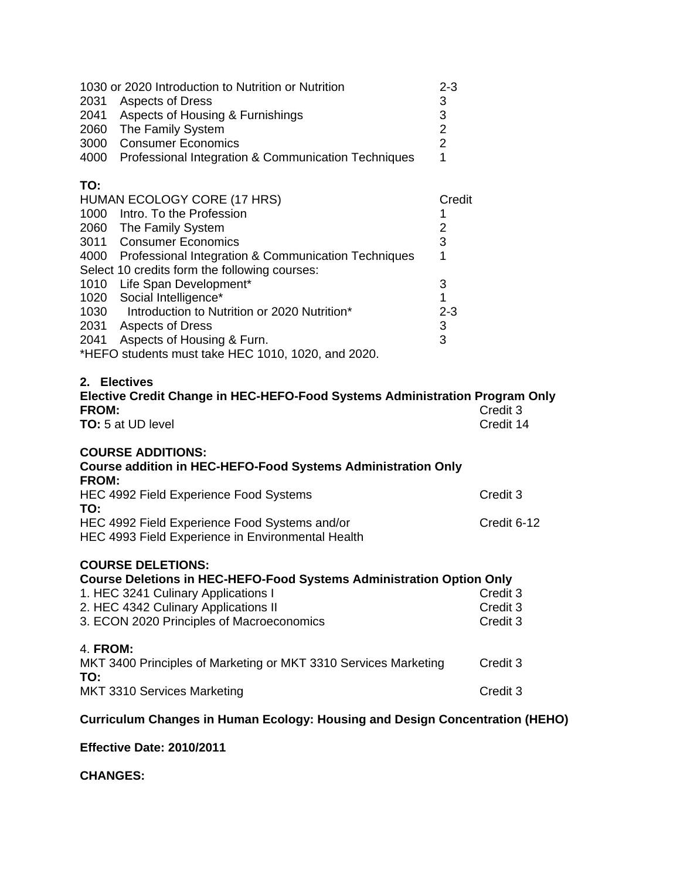| | | |
|---|---|---|
| 1030 or 2020 | Introduction to Nutrition or Nutrition | 2-3 |
| 2031 | Aspects of Dress | 3 |
| 2041 | Aspects of Housing & Furnishings | 3 |
| 2060 | The Family System | 2 |
| 3000 | Consumer Economics | 2 |
| 4000 | Professional Integration & Communication Techniques | 1 |

**TO:**

| HUMAN ECOLOGY CORE (17 HRS) | | Credit |
|---|---|---|
| 1000 | Intro. To the Profession | 1 |
| 2060 | The Family System | 2 |
| 3011 | Consumer Economics | 3 |
| 4000 | Professional Integration & Communication Techniques | 1 |
| Select 10 credits form the following courses: | | |
| 1010 | Life Span Development* | 3 |
| 1020 | Social Intelligence* | 1 |
| 1030 | Introduction to Nutrition or 2020 Nutrition* | 2-3 |
| 2031 | Aspects of Dress | 3 |
| 2041 | Aspects of Housing & Furn. | 3 |

*HEFO students must take HEC 1010, 1020, and 2020.

**2. Electives**

**Elective Credit Change in HEC-HEFO-Food Systems Administration Program Only**

**FROM:** Credit 3

**TO:** 5 at UD level Credit 14

**COURSE ADDITIONS:**

**Course addition in HEC-HEFO-Food Systems Administration Only**

**FROM:**

HEC 4992 Field Experience Food Systems Credit 3

**TO:**

HEC 4992 Field Experience Food Systems and/or Credit 6-12
HEC 4993 Field Experience in Environmental Health

**COURSE DELETIONS:**

**Course Deletions in HEC-HEFO-Food Systems Administration Option Only**

1. HEC 3241 Culinary Applications I Credit 3
2. HEC 4342 Culinary Applications II Credit 3
3. ECON 2020 Principles of Macroeconomics Credit 3

4. **FROM:**

MKT 3400 Principles of Marketing or MKT 3310 Services Marketing Credit 3

**TO:**

MKT 3310 Services Marketing Credit 3

**Curriculum Changes in Human Ecology: Housing and Design Concentration (HEHO)**

**Effective Date: 2010/2011**

**CHANGES:**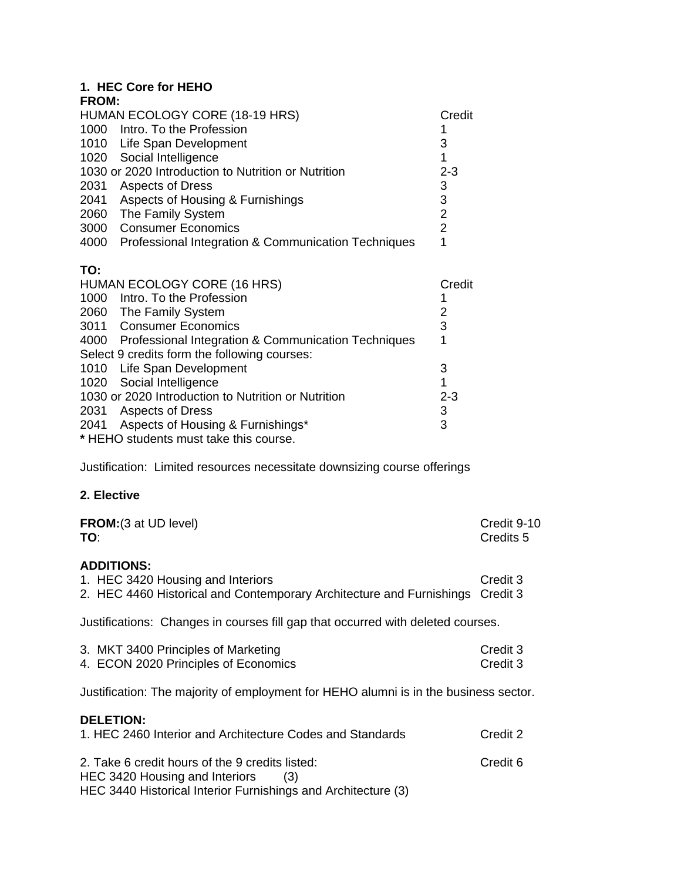**1. HEC Core for HEHO**

**FROM:**

| HUMAN ECOLOGY CORE (18-19 HRS) | Credit |
|---|---|
| 1000 Intro. To the Profession | 1 |
| 1010 Life Span Development | 3 |
| 1020 Social Intelligence | 1 |
| 1030 or 2020 Introduction to Nutrition or Nutrition | 2-3 |
| 2031 Aspects of Dress | 3 |
| 2041 Aspects of Housing & Furnishings | 3 |
| 2060 The Family System | 2 |
| 3000 Consumer Economics | 2 |
| 4000 Professional Integration & Communication Techniques | 1 |

**TO:**

| HUMAN ECOLOGY CORE (16 HRS) | Credit |
|---|---|
| 1000 Intro. To the Profession | 1 |
| 2060 The Family System | 2 |
| 3011 Consumer Economics | 3 |
| 4000 Professional Integration & Communication Techniques | 1 |
| Select 9 credits form the following courses: | |
| 1010 Life Span Development | 3 |
| 1020 Social Intelligence | 1 |
| 1030 or 2020 Introduction to Nutrition or Nutrition | 2-3 |
| 2031 Aspects of Dress | 3 |
| 2041 Aspects of Housing & Furnishings* | 3 |

**\*** HEHO students must take this course.

Justification: Limited resources necessitate downsizing course offerings

**2. Elective**

**FROM:**(3 at UD level) Credit 9-10
**TO**: Credits 5

**ADDITIONS:**

1. HEC 3420 Housing and Interiors Credit 3
2. HEC 4460 Historical and Contemporary Architecture and Furnishings Credit 3

Justifications: Changes in courses fill gap that occurred with deleted courses.

3. MKT 3400 Principles of Marketing Credit 3
4. ECON 2020 Principles of Economics Credit 3

Justification: The majority of employment for HEHO alumni is in the business sector.

**DELETION:**

1. HEC 2460 Interior and Architecture Codes and Standards Credit 2

2. Take 6 credit hours of the 9 credits listed: Credit 6
HEC 3420 Housing and Interiors (3)
HEC 3440 Historical Interior Furnishings and Architecture (3)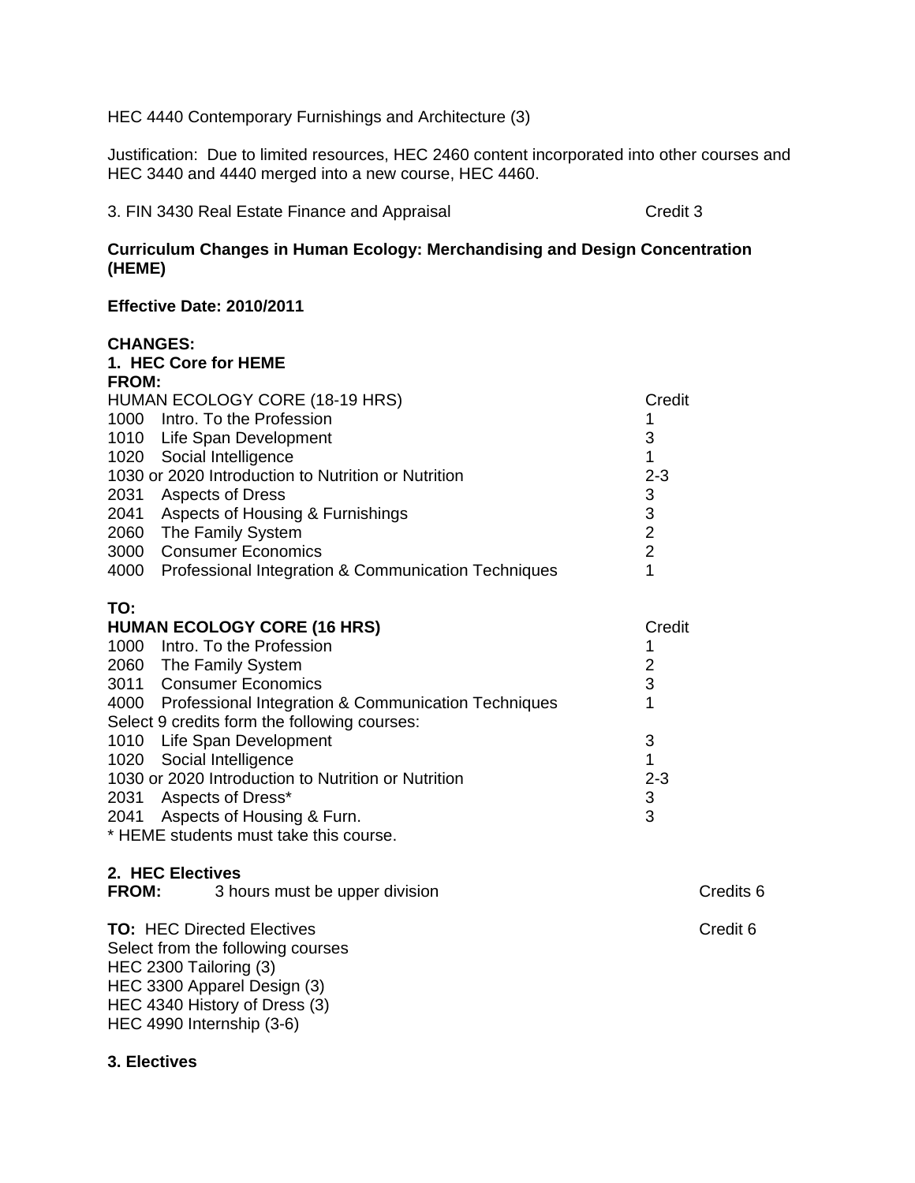HEC 4440 Contemporary Furnishings and Architecture (3)

Justification: Due to limited resources, HEC 2460 content incorporated into other courses and HEC 3440 and 4440 merged into a new course, HEC 4460.

3. FIN 3430 Real Estate Finance and Appraisal Credit 3

**Curriculum Changes in Human Ecology: Merchandising and Design Concentration (HEME)**

**Effective Date: 2010/2011**

**CHANGES:**

**1. HEC Core for HEME**

**FROM:**

| HUMAN ECOLOGY CORE (18-19 HRS) | Credit |
|---|---|
| 1000 Intro. To the Profession | 1 |
| 1010 Life Span Development | 3 |
| 1020 Social Intelligence | 1 |
| 1030 or 2020 Introduction to Nutrition or Nutrition | 2-3 |
| 2031 Aspects of Dress | 3 |
| 2041 Aspects of Housing & Furnishings | 3 |
| 2060 The Family System | 2 |
| 3000 Consumer Economics | 2 |
| 4000 Professional Integration & Communication Techniques | 1 |

**TO:**

| **HUMAN ECOLOGY CORE (16 HRS)** | Credit |
|---|---|
| 1000 Intro. To the Profession | 1 |
| 2060 The Family System | 2 |
| 3011 Consumer Economics | 3 |
| 4000 Professional Integration & Communication Techniques | 1 |
| Select 9 credits form the following courses: | |
| 1010 Life Span Development | 3 |
| 1020 Social Intelligence | 1 |
| 1030 or 2020 Introduction to Nutrition or Nutrition | 2-3 |
| 2031 Aspects of Dress* | 3 |
| 2041 Aspects of Housing & Furn. | 3 |

\* HEME students must take this course.

**2. HEC Electives**

**FROM:** 3 hours must be upper division Credits 6

**TO:** HEC Directed Electives Credit 6

Select from the following courses

HEC 2300 Tailoring (3)

HEC 3300 Apparel Design (3)

HEC 4340 History of Dress (3)

HEC 4990 Internship (3-6)

**3. Electives**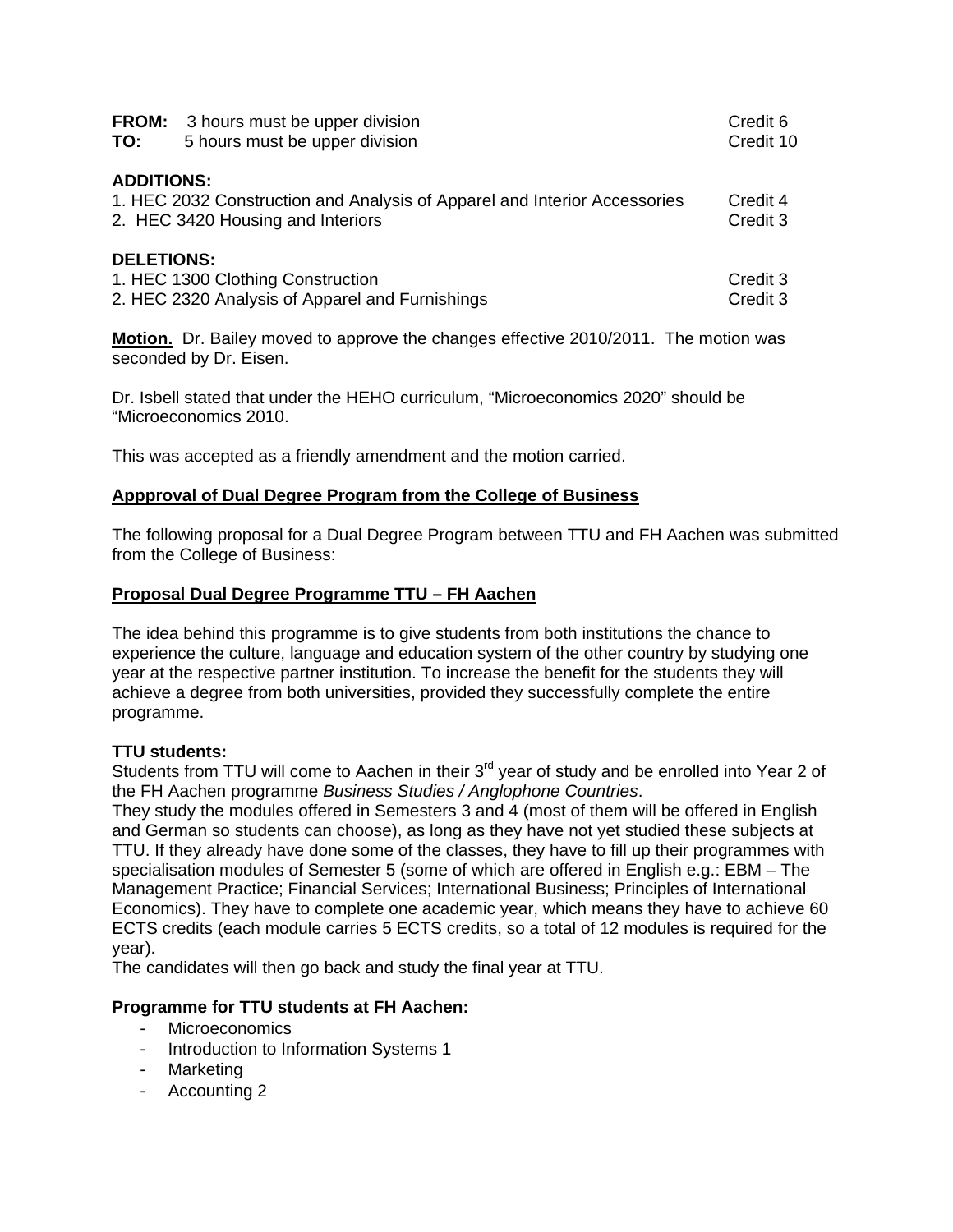**FROM:** 3 hours must be upper division Credit 6
**TO:** 5 hours must be upper division Credit 10

**ADDITIONS:**

1. HEC 2032 Construction and Analysis of Apparel and Interior Accessories Credit 4
2. HEC 3420 Housing and Interiors Credit 3

**DELETIONS:**

1. HEC 1300 Clothing Construction Credit 3
2. HEC 2320 Analysis of Apparel and Furnishings Credit 3

**Motion.** Dr. Bailey moved to approve the changes effective 2010/2011. The motion was seconded by Dr. Eisen.

Dr. Isbell stated that under the HEHO curriculum, "Microeconomics 2020" should be "Microeconomics 2010.

This was accepted as a friendly amendment and the motion carried.

**Appproval of Dual Degree Program from the College of Business**

The following proposal for a Dual Degree Program between TTU and FH Aachen was submitted from the College of Business:

**Proposal Dual Degree Programme TTU – FH Aachen**

The idea behind this programme is to give students from both institutions the chance to experience the culture, language and education system of the other country by studying one year at the respective partner institution. To increase the benefit for the students they will achieve a degree from both universities, provided they successfully complete the entire programme.

**TTU students:**
Students from TTU will come to Aachen in their 3rd year of study and be enrolled into Year 2 of the FH Aachen programme *Business Studies / Anglophone Countries*.
They study the modules offered in Semesters 3 and 4 (most of them will be offered in English and German so students can choose), as long as they have not yet studied these subjects at TTU. If they already have done some of the classes, they have to fill up their programmes with specialisation modules of Semester 5 (some of which are offered in English e.g.: EBM – The Management Practice; Financial Services; International Business; Principles of International Economics). They have to complete one academic year, which means they have to achieve 60 ECTS credits (each module carries 5 ECTS credits, so a total of 12 modules is required for the year).
The candidates will then go back and study the final year at TTU.

**Programme for TTU students at FH Aachen:**

- Microeconomics
- Introduction to Information Systems 1
- Marketing
- Accounting 2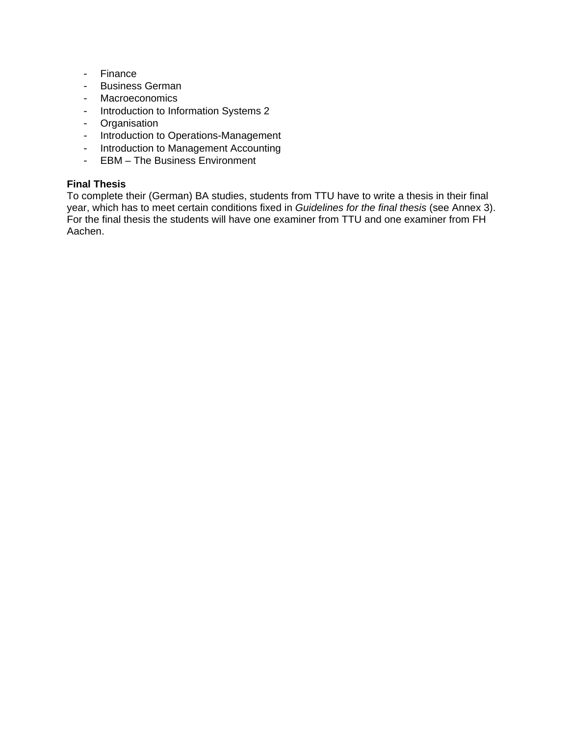- Finance
- Business German
- Macroeconomics
- Introduction to Information Systems 2
- Organisation
- Introduction to Operations-Management
- Introduction to Management Accounting
- EBM – The Business Environment

**Final Thesis**
To complete their (German) BA studies, students from TTU have to write a thesis in their final year, which has to meet certain conditions fixed in *Guidelines for the final thesis* (see Annex 3). For the final thesis the students will have one examiner from TTU and one examiner from FH Aachen.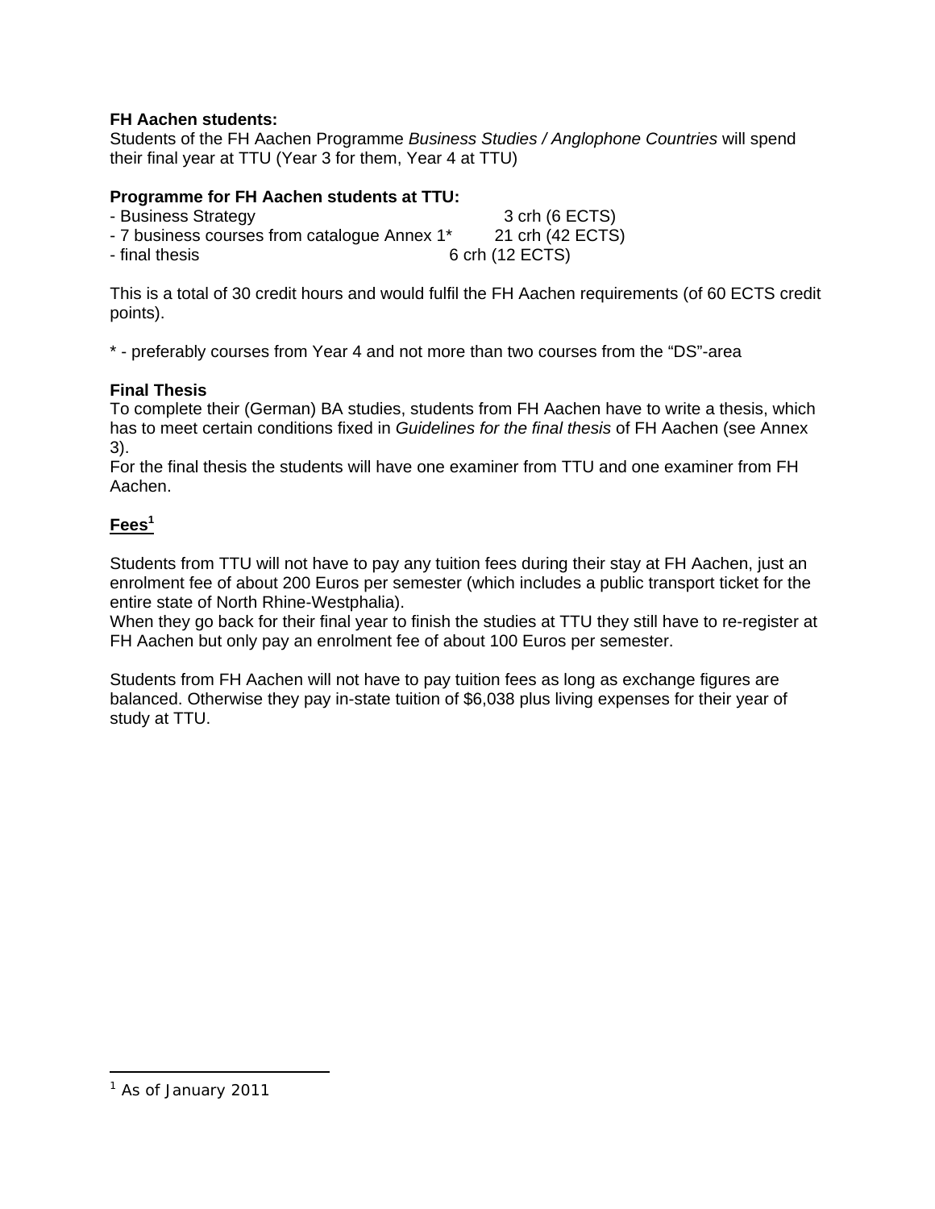**FH Aachen students:**
Students of the FH Aachen Programme *Business Studies / Anglophone Countries* will spend their final year at TTU (Year 3 for them, Year 4 at TTU)

**Programme for FH Aachen students at TTU:**

- Business Strategy 3 crh (6 ECTS)
- 7 business courses from catalogue Annex 1* 21 crh (42 ECTS)
- final thesis 6 crh (12 ECTS)

This is a total of 30 credit hours and would fulfil the FH Aachen requirements (of 60 ECTS credit points).

\* - preferably courses from Year 4 and not more than two courses from the "DS"-area

**Final Thesis**
To complete their (German) BA studies, students from FH Aachen have to write a thesis, which has to meet certain conditions fixed in *Guidelines for the final thesis* of FH Aachen (see Annex 3).
For the final thesis the students will have one examiner from TTU and one examiner from FH Aachen.

**Fees**[1]

Students from TTU will not have to pay any tuition fees during their stay at FH Aachen, just an enrolment fee of about 200 Euros per semester (which includes a public transport ticket for the entire state of North Rhine-Westphalia).
When they go back for their final year to finish the studies at TTU they still have to re-register at FH Aachen but only pay an enrolment fee of about 100 Euros per semester.

Students from FH Aachen will not have to pay tuition fees as long as exchange figures are balanced. Otherwise they pay in-state tuition of $6,038 plus living expenses for their year of study at TTU.

[1] As of January 2011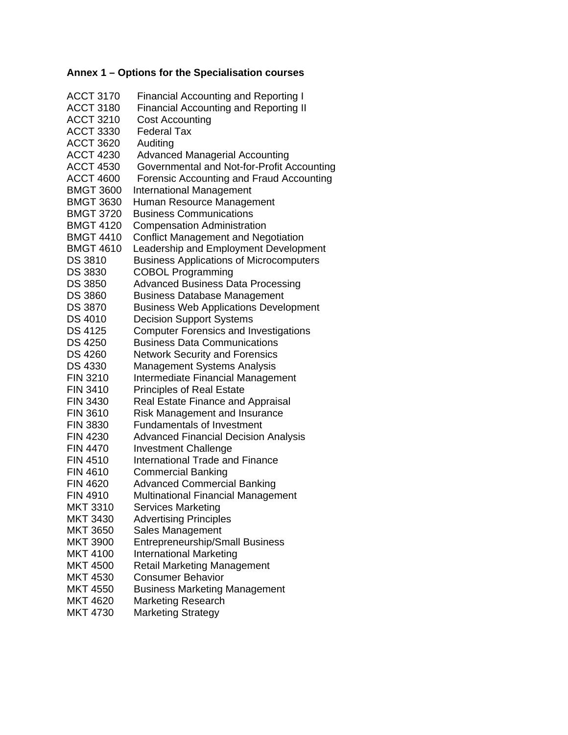**Annex 1 – Options for the Specialisation courses**

ACCT 3170 Financial Accounting and Reporting I
ACCT 3180 Financial Accounting and Reporting II
ACCT 3210 Cost Accounting
ACCT 3330 Federal Tax
ACCT 3620 Auditing
ACCT 4230 Advanced Managerial Accounting
ACCT 4530 Governmental and Not-for-Profit Accounting
ACCT 4600 Forensic Accounting and Fraud Accounting
BMGT 3600 International Management
BMGT 3630 Human Resource Management
BMGT 3720 Business Communications
BMGT 4120 Compensation Administration
BMGT 4410 Conflict Management and Negotiation
BMGT 4610 Leadership and Employment Development
DS 3810 Business Applications of Microcomputers
DS 3830 COBOL Programming
DS 3850 Advanced Business Data Processing
DS 3860 Business Database Management
DS 3870 Business Web Applications Development
DS 4010 Decision Support Systems
DS 4125 Computer Forensics and Investigations
DS 4250 Business Data Communications
DS 4260 Network Security and Forensics
DS 4330 Management Systems Analysis
FIN 3210 Intermediate Financial Management
FIN 3410 Principles of Real Estate
FIN 3430 Real Estate Finance and Appraisal
FIN 3610 Risk Management and Insurance
FIN 3830 Fundamentals of Investment
FIN 4230 Advanced Financial Decision Analysis
FIN 4470 Investment Challenge
FIN 4510 International Trade and Finance
FIN 4610 Commercial Banking
FIN 4620 Advanced Commercial Banking
FIN 4910 Multinational Financial Management
MKT 3310 Services Marketing
MKT 3430 Advertising Principles
MKT 3650 Sales Management
MKT 3900 Entrepreneurship/Small Business
MKT 4100 International Marketing
MKT 4500 Retail Marketing Management
MKT 4530 Consumer Behavior
MKT 4550 Business Marketing Management
MKT 4620 Marketing Research
MKT 4730 Marketing Strategy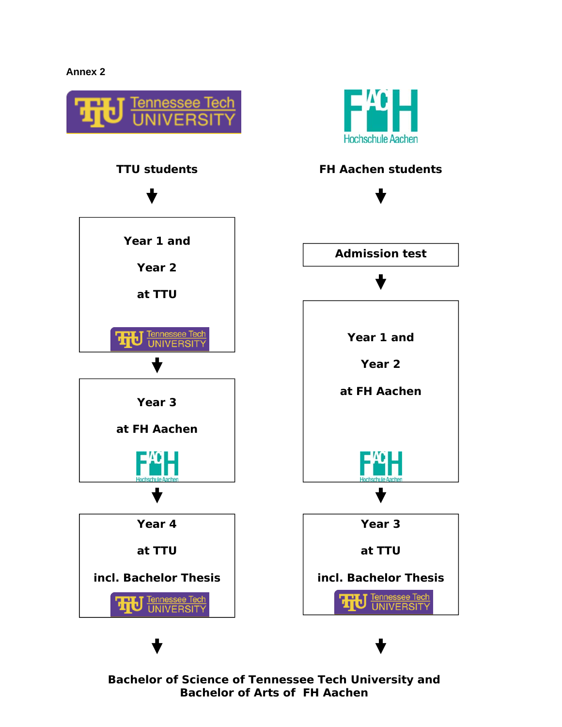Annex 2

**TTU students**

↓

**Year 1 and Year 2 at TTU**

↓

**Year 3 at FH Aachen**

↓

**Year 4 at TTU incl. Bachelor Thesis**

↓

**FH Aachen students**

↓

**Admission test**

↓

**Year 1 and Year 2 at FH Aachen**

↓

**Year 3 at TTU incl. Bachelor Thesis**

↓

**Bachelor of Science of Tennessee Tech University and Bachelor of Arts of FH Aachen**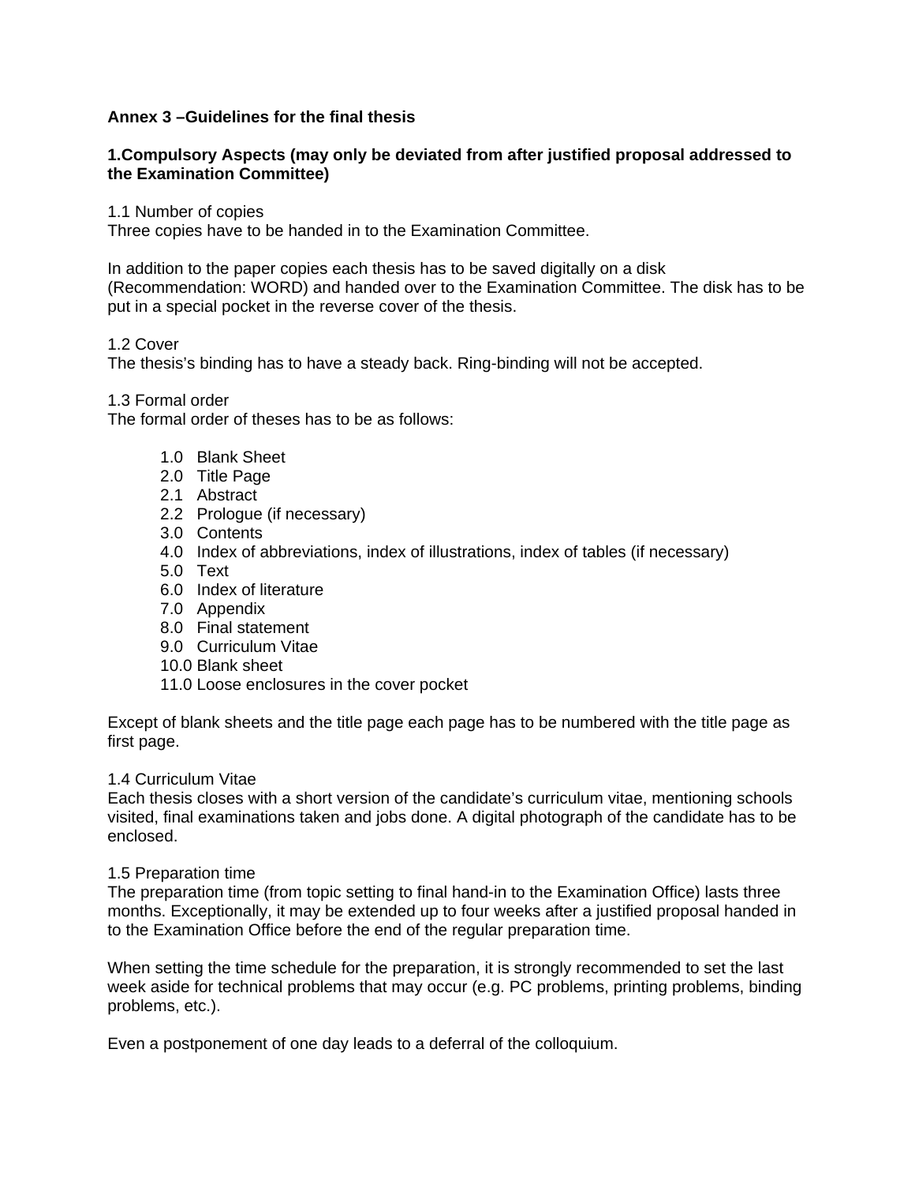**Annex 3 –Guidelines for the final thesis**

**1.Compulsory Aspects (may only be deviated from after justified proposal addressed to the Examination Committee)**

1.1 Number of copies
Three copies have to be handed in to the Examination Committee.

In addition to the paper copies each thesis has to be saved digitally on a disk (Recommendation: WORD) and handed over to the Examination Committee. The disk has to be put in a special pocket in the reverse cover of the thesis.

1.2 Cover
The thesis's binding has to have a steady back. Ring-binding will not be accepted.

1.3 Formal order
The formal order of theses has to be as follows:

- 1.0 Blank Sheet
- 2.0 Title Page
- 2.1 Abstract
- 2.2 Prologue (if necessary)
- 3.0 Contents
- 4.0 Index of abbreviations, index of illustrations, index of tables (if necessary)
- 5.0 Text
- 6.0 Index of literature
- 7.0 Appendix
- 8.0 Final statement
- 9.0 Curriculum Vitae
- 10.0 Blank sheet
- 11.0 Loose enclosures in the cover pocket

Except of blank sheets and the title page each page has to be numbered with the title page as first page.

1.4 Curriculum Vitae
Each thesis closes with a short version of the candidate's curriculum vitae, mentioning schools visited, final examinations taken and jobs done. A digital photograph of the candidate has to be enclosed.

1.5 Preparation time
The preparation time (from topic setting to final hand-in to the Examination Office) lasts three months. Exceptionally, it may be extended up to four weeks after a justified proposal handed in to the Examination Office before the end of the regular preparation time.

When setting the time schedule for the preparation, it is strongly recommended to set the last week aside for technical problems that may occur (e.g. PC problems, printing problems, binding problems, etc.).

Even a postponement of one day leads to a deferral of the colloquium.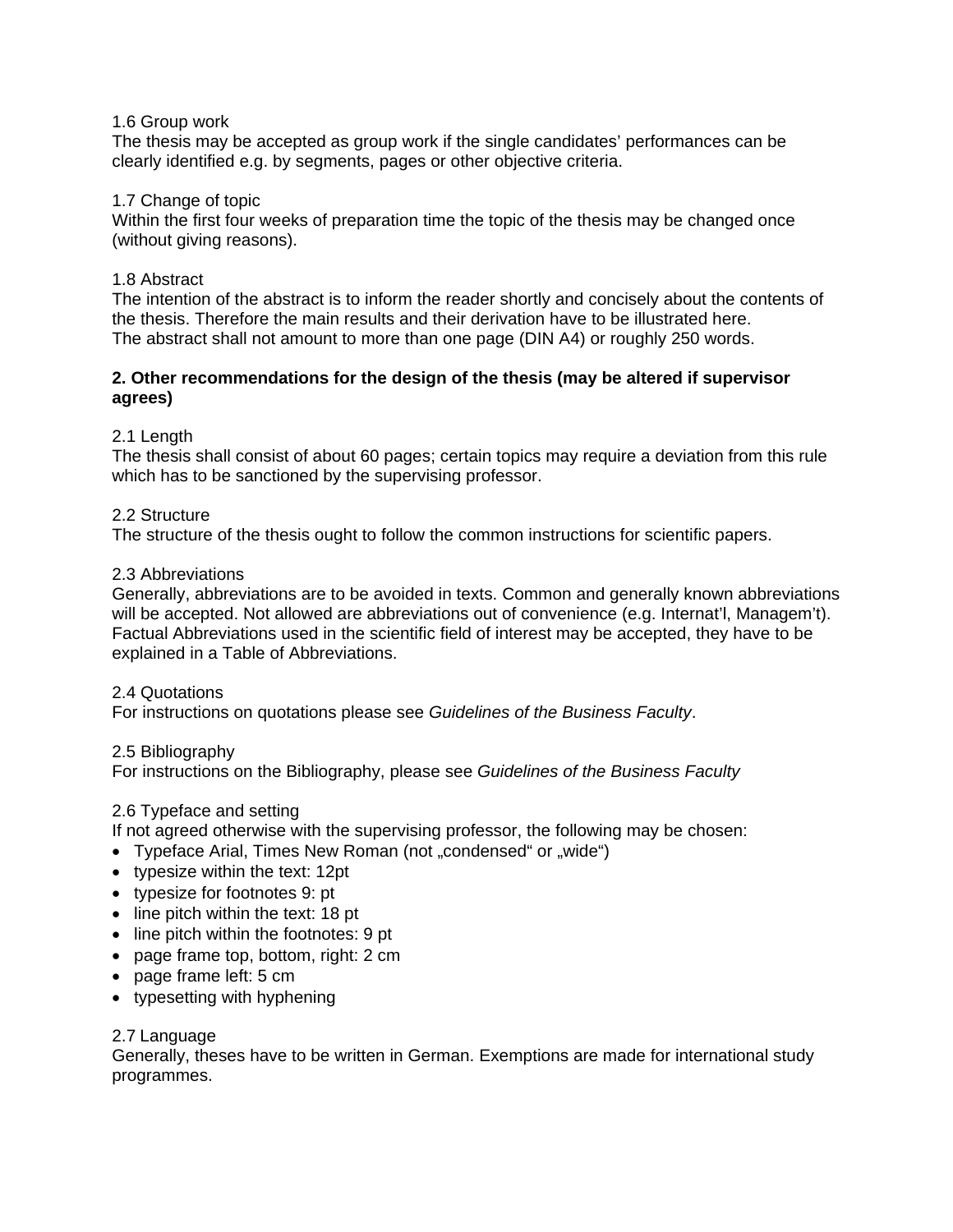1.6 Group work
The thesis may be accepted as group work if the single candidates' performances can be clearly identified e.g. by segments, pages or other objective criteria.

1.7 Change of topic
Within the first four weeks of preparation time the topic of the thesis may be changed once (without giving reasons).

1.8 Abstract
The intention of the abstract is to inform the reader shortly and concisely about the contents of the thesis. Therefore the main results and their derivation have to be illustrated here.
The abstract shall not amount to more than one page (DIN A4) or roughly 250 words.

**2. Other recommendations for the design of the thesis (may be altered if supervisor agrees)**

2.1 Length
The thesis shall consist of about 60 pages; certain topics may require a deviation from this rule which has to be sanctioned by the supervising professor.

2.2 Structure
The structure of the thesis ought to follow the common instructions for scientific papers.

2.3 Abbreviations
Generally, abbreviations are to be avoided in texts. Common and generally known abbreviations will be accepted. Not allowed are abbreviations out of convenience (e.g. Internat'l, Managem't). Factual Abbreviations used in the scientific field of interest may be accepted, they have to be explained in a Table of Abbreviations.

2.4 Quotations
For instructions on quotations please see *Guidelines of the Business Faculty*.

2.5 Bibliography
For instructions on the Bibliography, please see *Guidelines of the Business Faculty*

2.6 Typeface and setting
If not agreed otherwise with the supervising professor, the following may be chosen:

- Typeface Arial, Times New Roman (not „condensed" or „wide")
- typesize within the text: 12pt
- typesize for footnotes 9: pt
- line pitch within the text: 18 pt
- line pitch within the footnotes: 9 pt
- page frame top, bottom, right: 2 cm
- page frame left: 5 cm
- typesetting with hyphening

2.7 Language
Generally, theses have to be written in German. Exemptions are made for international study programmes.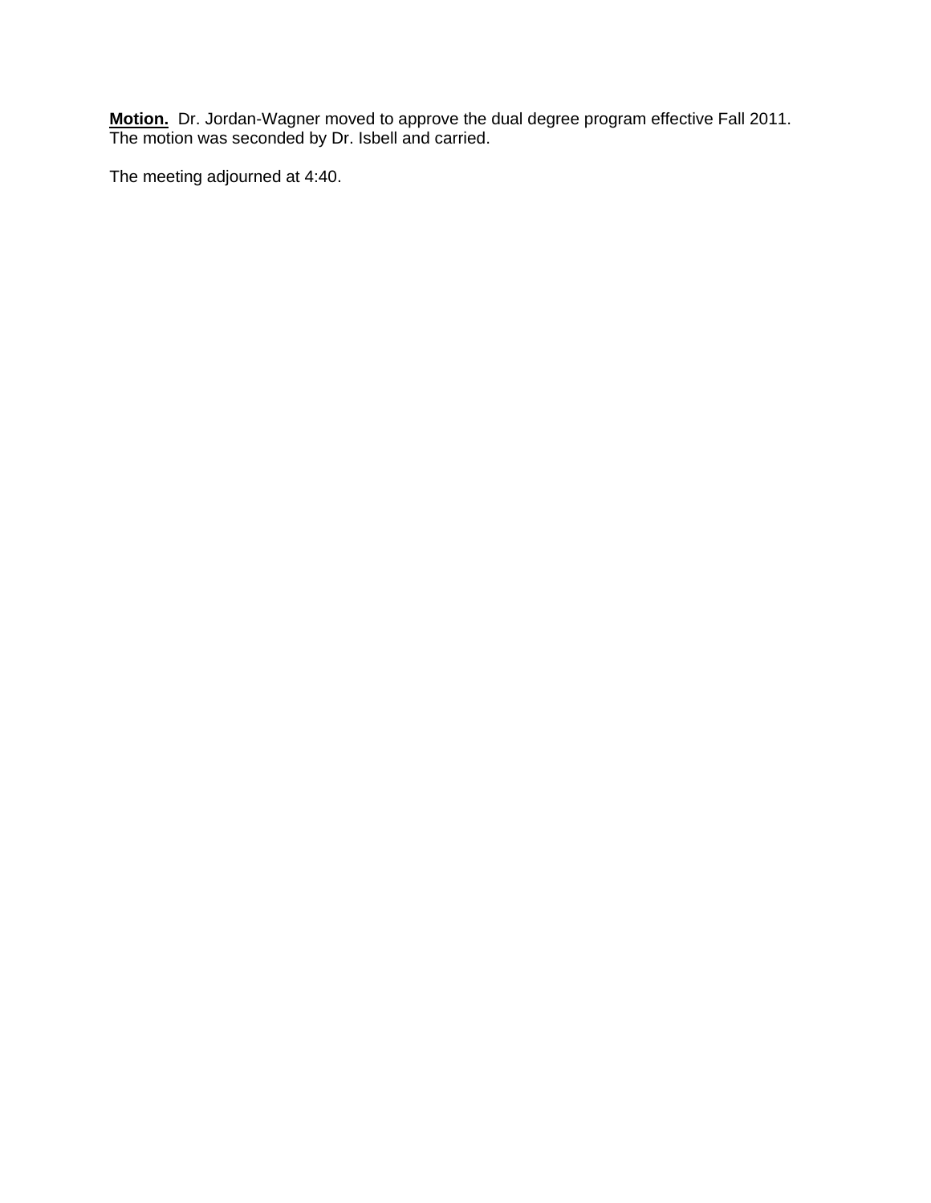**Motion.** Dr. Jordan-Wagner moved to approve the dual degree program effective Fall 2011. The motion was seconded by Dr. Isbell and carried.

The meeting adjourned at 4:40.